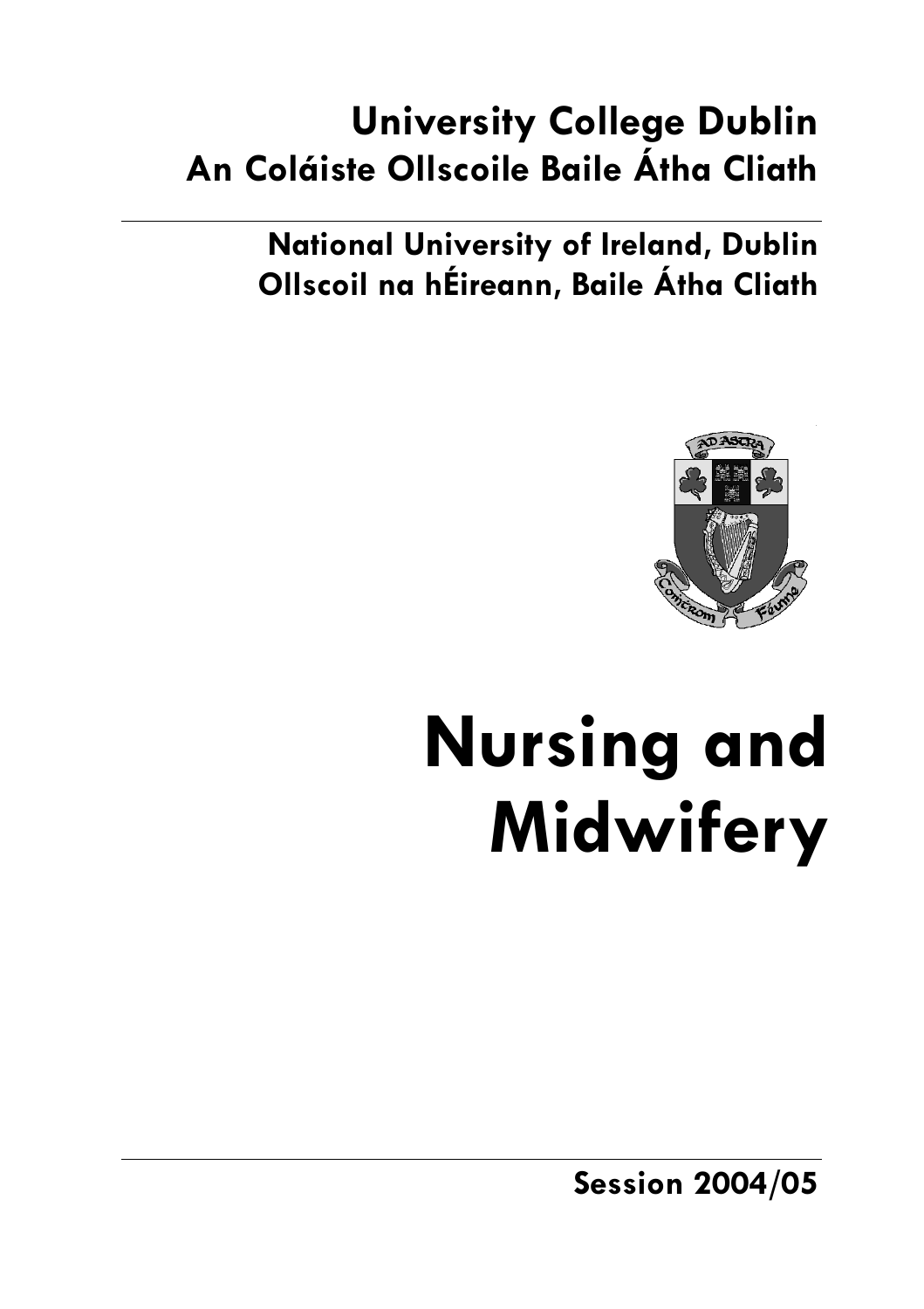# University College Dublin
# An Coláiste Ollscoile Baile Átha Cliath

## National University of Ireland, Dublin
## Ollscoil na hÉireann, Baile Átha Cliath

# Nursing and Midwifery

**Session 2004/05**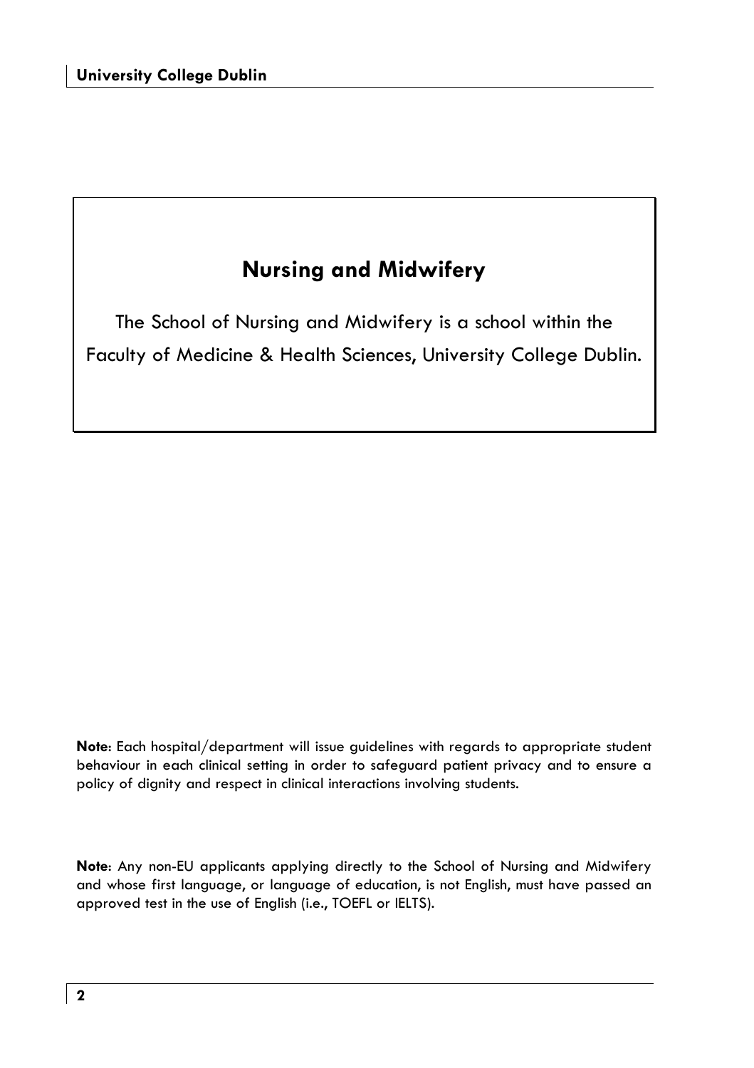# Nursing and Midwifery

The School of Nursing and Midwifery is a school within the Faculty of Medicine & Health Sciences, University College Dublin.

**Note**: Each hospital/department will issue guidelines with regards to appropriate student behaviour in each clinical setting in order to safeguard patient privacy and to ensure a policy of dignity and respect in clinical interactions involving students.

**Note**: Any non-EU applicants applying directly to the School of Nursing and Midwifery and whose first language, or language of education, is not English, must have passed an approved test in the use of English (i.e., TOEFL or IELTS).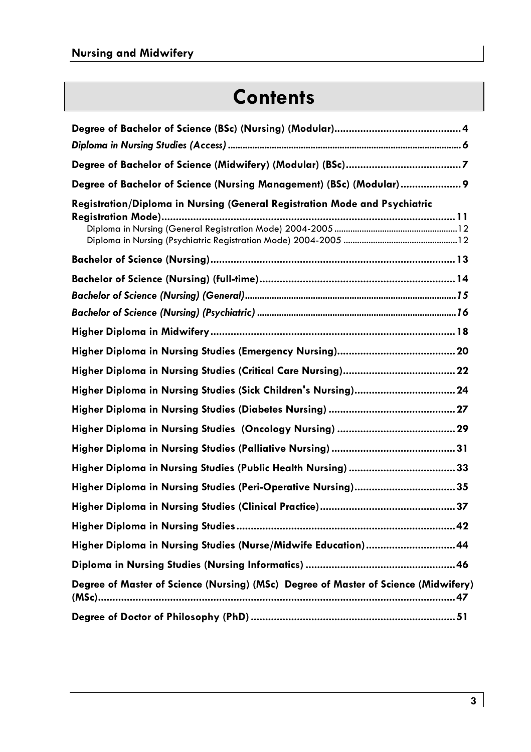# Contents

**Degree of Bachelor of Science (BSc) (Nursing) (Modular)** ........................................... 4

*Diploma in Nursing Studies (Access)* ........................................... 6

**Degree of Bachelor of Science (Midwifery) (Modular) (BSc)** ........................................... 7

**Degree of Bachelor of Science (Nursing Management) (BSc) (Modular)** ........................................... 9

**Registration/Diploma in Nursing (General Registration Mode and Psychiatric Registration Mode)** ........................................... 11

- Diploma in Nursing (General Registration Mode) 2004-2005 ........................................... 12
- Diploma in Nursing (Psychiatric Registration Mode) 2004-2005 ........................................... 12

**Bachelor of Science (Nursing)** ........................................... 13

**Bachelor of Science (Nursing) (full-time)** ........................................... 14

***Bachelor of Science (Nursing) (General)*** ........................................... 15

***Bachelor of Science (Nursing) (Psychiatric)*** ........................................... 16

**Higher Diploma in Midwifery** ........................................... 18

**Higher Diploma in Nursing Studies (Emergency Nursing)** ........................................... 20

**Higher Diploma in Nursing Studies (Critical Care Nursing)** ........................................... 22

**Higher Diploma in Nursing Studies (Sick Children's Nursing)** ........................................... 24

**Higher Diploma in Nursing Studies (Diabetes Nursing)** ........................................... 27

**Higher Diploma in Nursing Studies (Oncology Nursing)** ........................................... 29

**Higher Diploma in Nursing Studies (Palliative Nursing)** ........................................... 31

**Higher Diploma in Nursing Studies (Public Health Nursing)** ........................................... 33

**Higher Diploma in Nursing Studies (Peri-Operative Nursing)** ........................................... 35

**Higher Diploma in Nursing Studies (Clinical Practice)** ........................................... 37

**Higher Diploma in Nursing Studies** ........................................... 42

**Higher Diploma in Nursing Studies (Nurse/Midwife Education)** ........................................... 44

**Diploma in Nursing Studies (Nursing Informatics)** ........................................... 46

**Degree of Master of Science (Nursing) (MSc) Degree of Master of Science (Midwifery) (MSc)** ........................................... 47

**Degree of Doctor of Philosophy (PhD)** ........................................... 51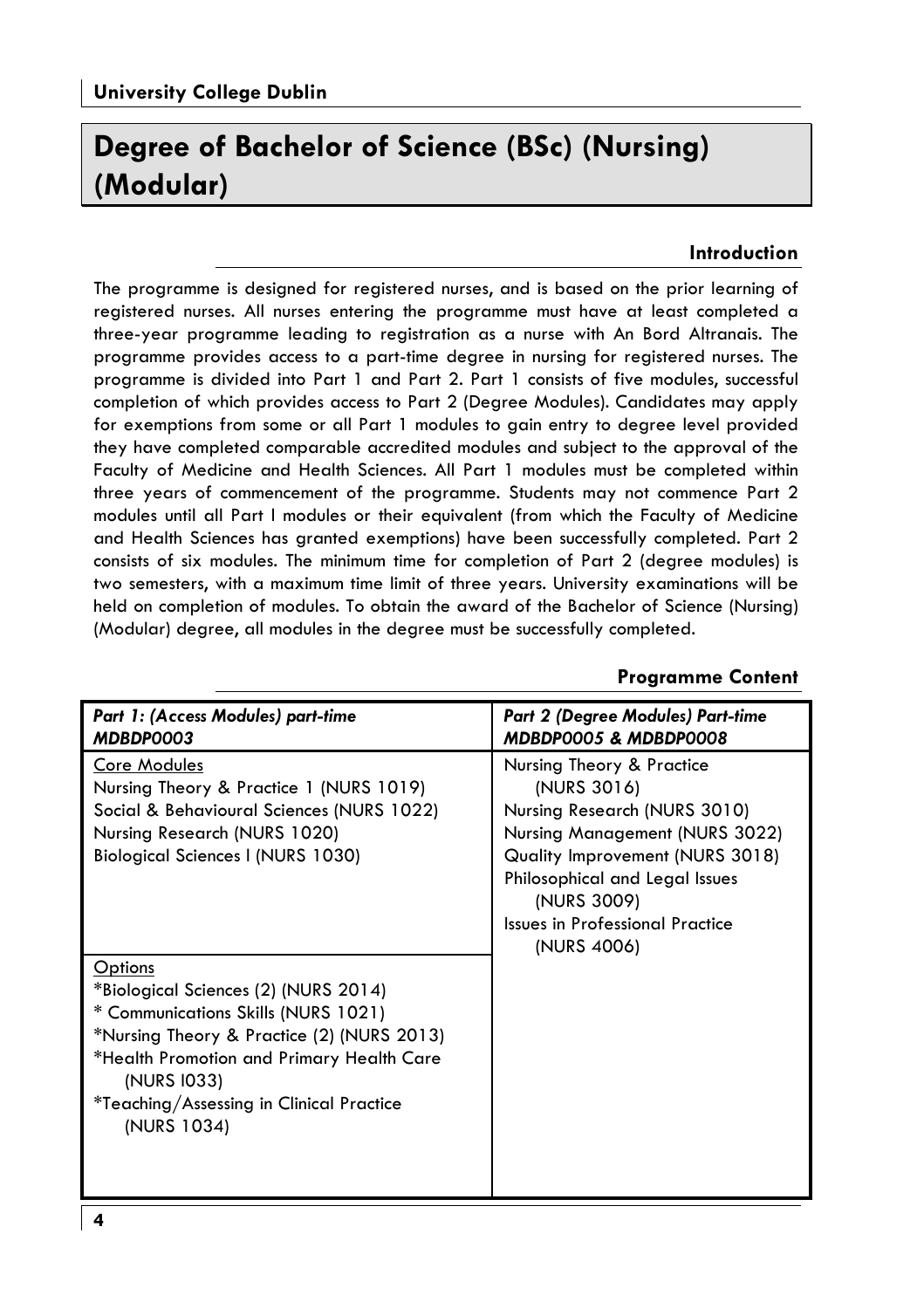**University College Dublin**

# Degree of Bachelor of Science (BSc) (Nursing) (Modular)

## Introduction

The programme is designed for registered nurses, and is based on the prior learning of registered nurses. All nurses entering the programme must have at least completed a three-year programme leading to registration as a nurse with An Bord Altranais. The programme provides access to a part-time degree in nursing for registered nurses. The programme is divided into Part 1 and Part 2. Part 1 consists of five modules, successful completion of which provides access to Part 2 (Degree Modules). Candidates may apply for exemptions from some or all Part 1 modules to gain entry to degree level provided they have completed comparable accredited modules and subject to the approval of the Faculty of Medicine and Health Sciences. All Part 1 modules must be completed within three years of commencement of the programme. Students may not commence Part 2 modules until all Part I modules or their equivalent (from which the Faculty of Medicine and Health Sciences has granted exemptions) have been successfully completed. Part 2 consists of six modules. The minimum time for completion of Part 2 (degree modules) is two semesters, with a maximum time limit of three years. University examinations will be held on completion of modules. To obtain the award of the Bachelor of Science (Nursing) (Modular) degree, all modules in the degree must be successfully completed.

## Programme Content

| ***Part 1: (Access Modules) part-time MDBDP0003*** | ***Part 2 (Degree Modules) Part-time MDBDP0005 & MDBDP0008*** |
|---|---|
| Core Modules<br>Nursing Theory & Practice 1 (NURS 1019)<br>Social & Behavioural Sciences (NURS 1022)<br>Nursing Research (NURS 1020)<br>Biological Sciences I (NURS 1030) | Nursing Theory & Practice (NURS 3016)<br>Nursing Research (NURS 3010)<br>Nursing Management (NURS 3022)<br>Quality Improvement (NURS 3018)<br>Philosophical and Legal Issues (NURS 3009)<br>Issues in Professional Practice (NURS 4006) |
| Options<br>*Biological Sciences (2) (NURS 2014)<br>* Communications Skills (NURS 1021)<br>*Nursing Theory & Practice (2) (NURS 2013)<br>*Health Promotion and Primary Health Care (NURS I033)<br>*Teaching/Assessing in Clinical Practice (NURS 1034) | |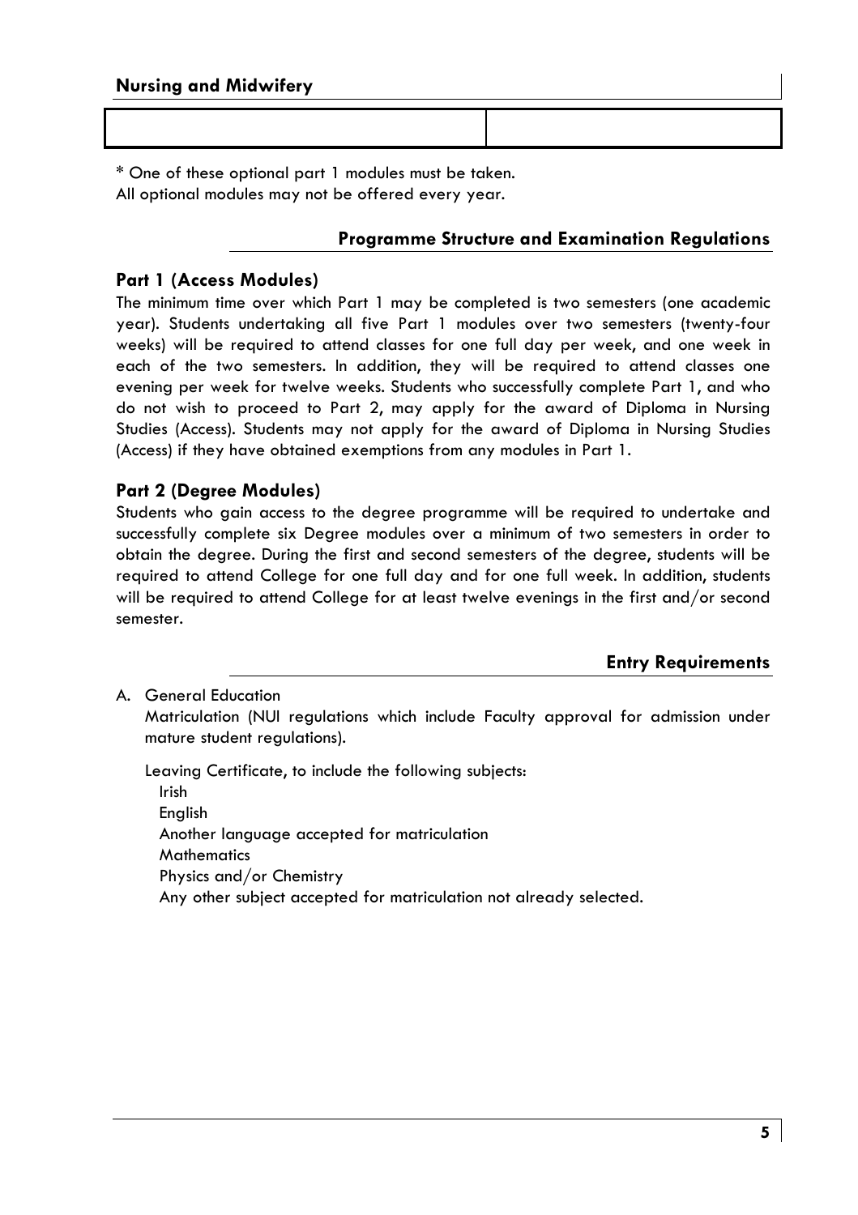| | |
|---|---|
| | |

* One of these optional part 1 modules must be taken.
All optional modules may not be offered every year.

## Programme Structure and Examination Regulations

### Part 1 (Access Modules)

The minimum time over which Part 1 may be completed is two semesters (one academic year). Students undertaking all five Part 1 modules over two semesters (twenty-four weeks) will be required to attend classes for one full day per week, and one week in each of the two semesters. In addition, they will be required to attend classes one evening per week for twelve weeks. Students who successfully complete Part 1, and who do not wish to proceed to Part 2, may apply for the award of Diploma in Nursing Studies (Access). Students may not apply for the award of Diploma in Nursing Studies (Access) if they have obtained exemptions from any modules in Part 1.

### Part 2 (Degree Modules)

Students who gain access to the degree programme will be required to undertake and successfully complete six Degree modules over a minimum of two semesters in order to obtain the degree. During the first and second semesters of the degree, students will be required to attend College for one full day and for one full week. In addition, students will be required to attend College for at least twelve evenings in the first and/or second semester.

## Entry Requirements

A. General Education

Matriculation (NUI regulations which include Faculty approval for admission under mature student regulations).

Leaving Certificate, to include the following subjects:

- Irish
- English
- Another language accepted for matriculation
- Mathematics
- Physics and/or Chemistry
- Any other subject accepted for matriculation not already selected.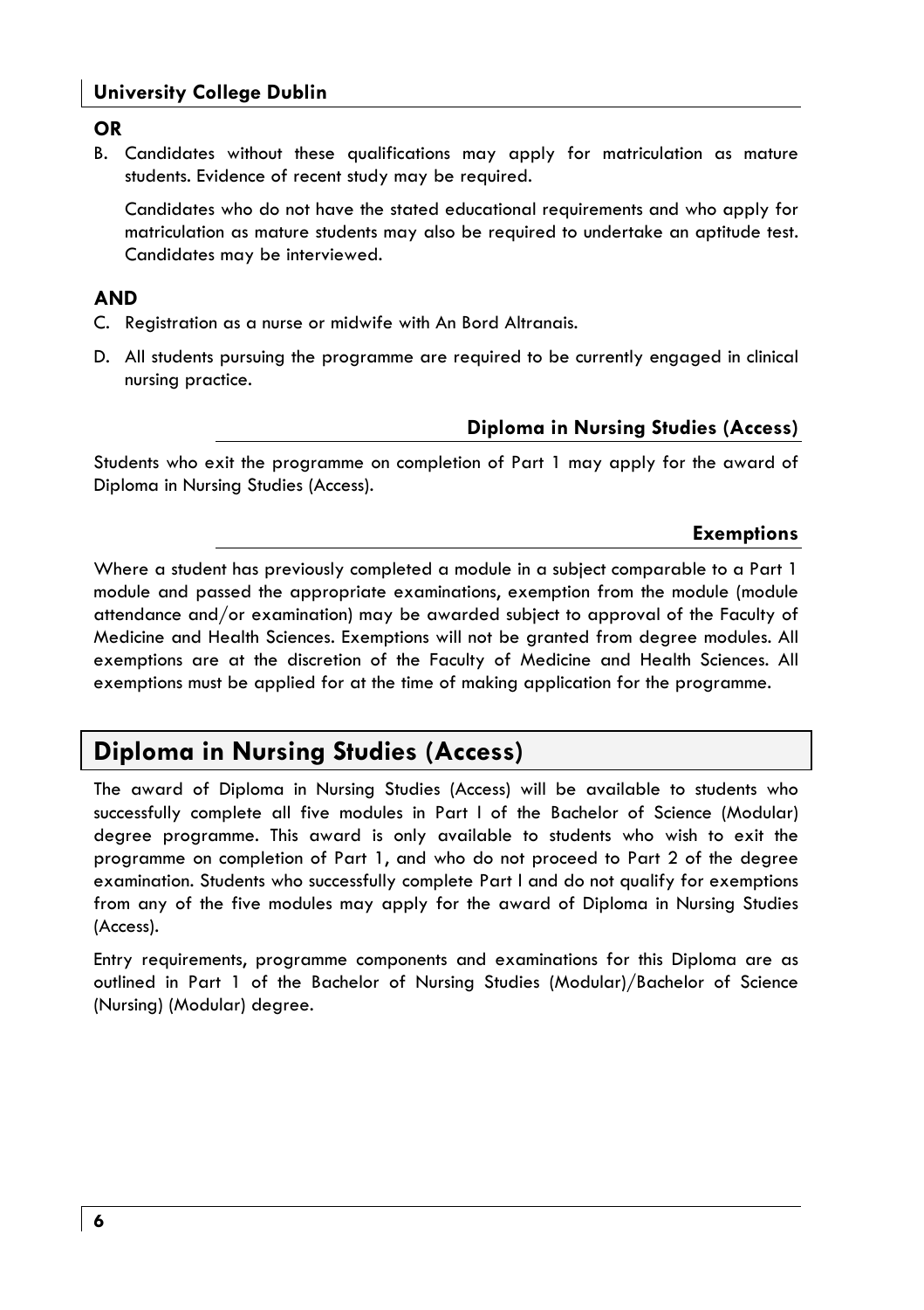**OR**

B. Candidates without these qualifications may apply for matriculation as mature students. Evidence of recent study may be required.

   Candidates who do not have the stated educational requirements and who apply for matriculation as mature students may also be required to undertake an aptitude test. Candidates may be interviewed.

**AND**

C. Registration as a nurse or midwife with An Bord Altranais.

D. All students pursuing the programme are required to be currently engaged in clinical nursing practice.

### Diploma in Nursing Studies (Access)

Students who exit the programme on completion of Part 1 may apply for the award of Diploma in Nursing Studies (Access).

### Exemptions

Where a student has previously completed a module in a subject comparable to a Part 1 module and passed the appropriate examinations, exemption from the module (module attendance and/or examination) may be awarded subject to approval of the Faculty of Medicine and Health Sciences. Exemptions will not be granted from degree modules. All exemptions are at the discretion of the Faculty of Medicine and Health Sciences. All exemptions must be applied for at the time of making application for the programme.

## Diploma in Nursing Studies (Access)

The award of Diploma in Nursing Studies (Access) will be available to students who successfully complete all five modules in Part I of the Bachelor of Science (Modular) degree programme. This award is only available to students who wish to exit the programme on completion of Part 1, and who do not proceed to Part 2 of the degree examination. Students who successfully complete Part I and do not qualify for exemptions from any of the five modules may apply for the award of Diploma in Nursing Studies (Access).

Entry requirements, programme components and examinations for this Diploma are as outlined in Part 1 of the Bachelor of Nursing Studies (Modular)/Bachelor of Science (Nursing) (Modular) degree.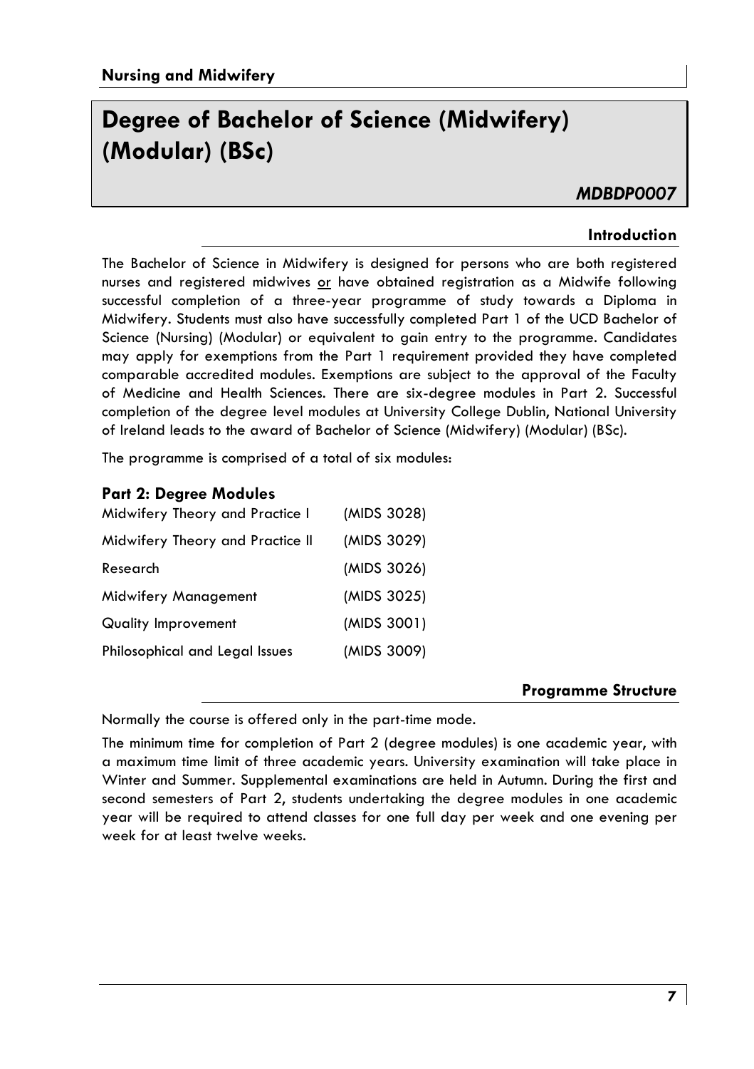# Degree of Bachelor of Science (Midwifery) (Modular) (BSc)

*MDBDP0007*

## Introduction

The Bachelor of Science in Midwifery is designed for persons who are both registered nurses and registered midwives or have obtained registration as a Midwife following successful completion of a three-year programme of study towards a Diploma in Midwifery. Students must also have successfully completed Part 1 of the UCD Bachelor of Science (Nursing) (Modular) or equivalent to gain entry to the programme. Candidates may apply for exemptions from the Part 1 requirement provided they have completed comparable accredited modules. Exemptions are subject to the approval of the Faculty of Medicine and Health Sciences. There are six-degree modules in Part 2. Successful completion of the degree level modules at University College Dublin, National University of Ireland leads to the award of Bachelor of Science (Midwifery) (Modular) (BSc).

The programme is comprised of a total of six modules:

### Part 2: Degree Modules

| | |
|---|---|
| Midwifery Theory and Practice I | (MIDS 3028) |
| Midwifery Theory and Practice II | (MIDS 3029) |
| Research | (MIDS 3026) |
| Midwifery Management | (MIDS 3025) |
| Quality Improvement | (MIDS 3001) |
| Philosophical and Legal Issues | (MIDS 3009) |

## Programme Structure

Normally the course is offered only in the part-time mode.

The minimum time for completion of Part 2 (degree modules) is one academic year, with a maximum time limit of three academic years. University examination will take place in Winter and Summer. Supplemental examinations are held in Autumn. During the first and second semesters of Part 2, students undertaking the degree modules in one academic year will be required to attend classes for one full day per week and one evening per week for at least twelve weeks.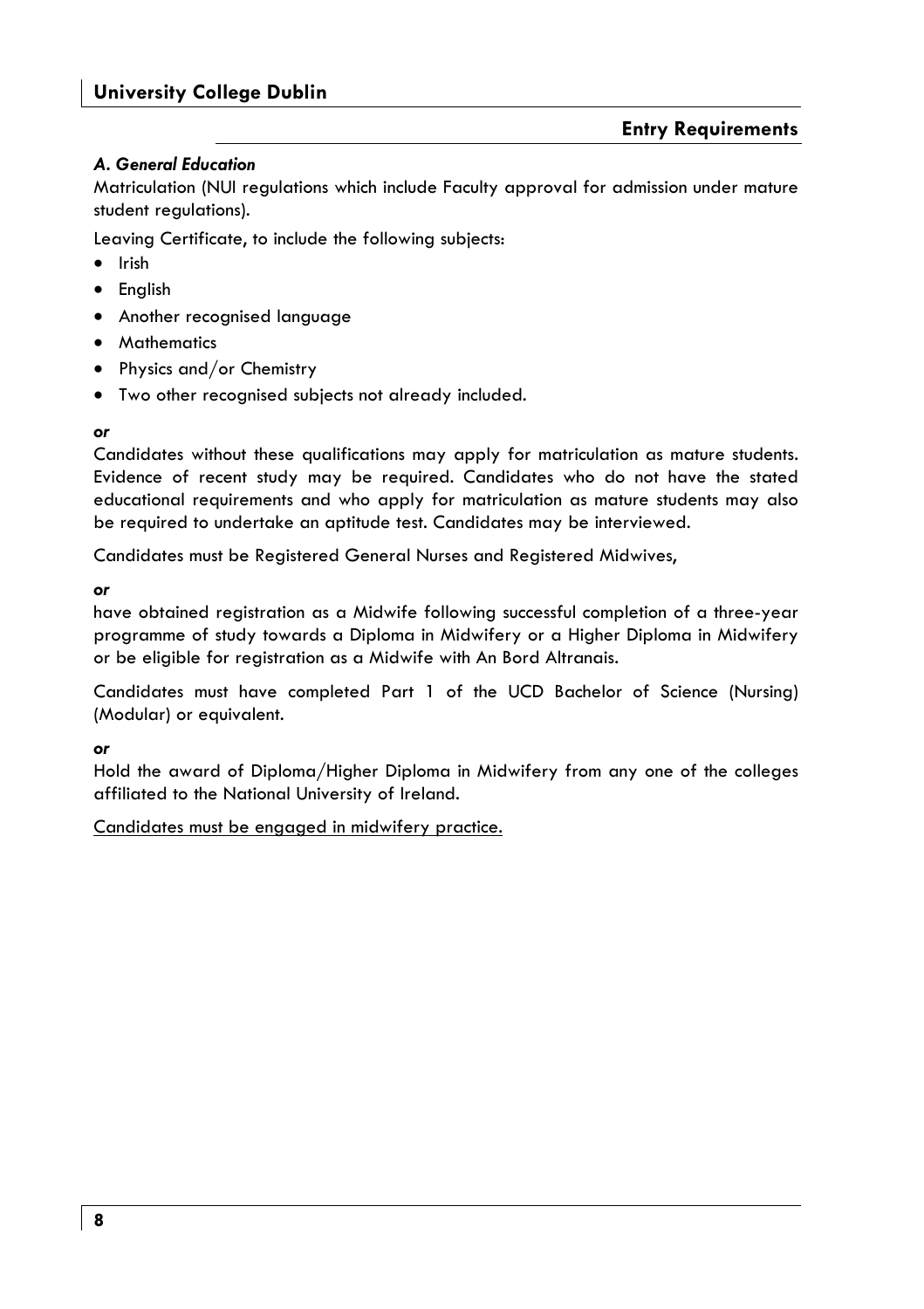## Entry Requirements

### *A. General Education*

Matriculation (NUI regulations which include Faculty approval for admission under mature student regulations).

Leaving Certificate, to include the following subjects:

- Irish
- English
- Another recognised language
- Mathematics
- Physics and/or Chemistry
- Two other recognised subjects not already included.

***or***

Candidates without these qualifications may apply for matriculation as mature students. Evidence of recent study may be required. Candidates who do not have the stated educational requirements and who apply for matriculation as mature students may also be required to undertake an aptitude test. Candidates may be interviewed.

Candidates must be Registered General Nurses and Registered Midwives,

***or***

have obtained registration as a Midwife following successful completion of a three-year programme of study towards a Diploma in Midwifery or a Higher Diploma in Midwifery or be eligible for registration as a Midwife with An Bord Altranais.

Candidates must have completed Part 1 of the UCD Bachelor of Science (Nursing) (Modular) or equivalent.

***or***

Hold the award of Diploma/Higher Diploma in Midwifery from any one of the colleges affiliated to the National University of Ireland.

<u>Candidates must be engaged in midwifery practice.</u>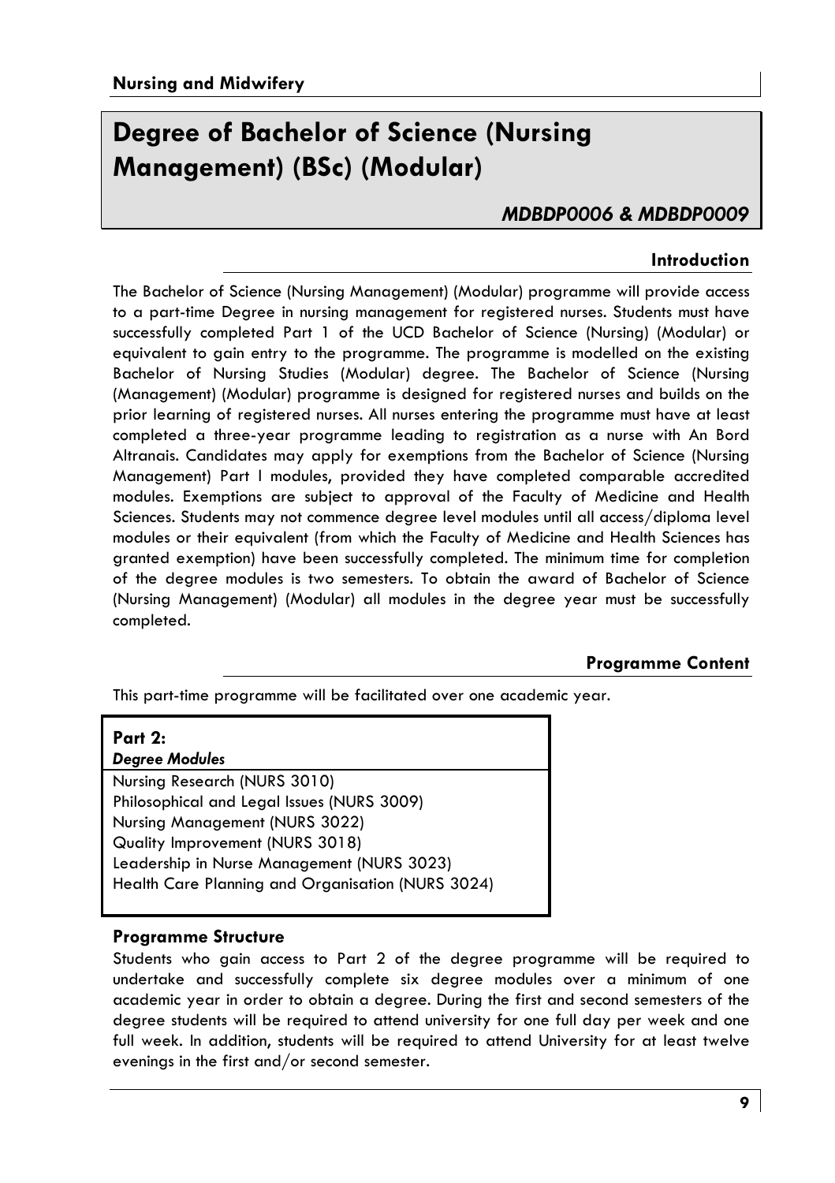# Degree of Bachelor of Science (Nursing Management) (BSc) (Modular)

*MDBDP0006 & MDBDP0009*

## Introduction

The Bachelor of Science (Nursing Management) (Modular) programme will provide access to a part-time Degree in nursing management for registered nurses. Students must have successfully completed Part 1 of the UCD Bachelor of Science (Nursing) (Modular) or equivalent to gain entry to the programme. The programme is modelled on the existing Bachelor of Nursing Studies (Modular) degree. The Bachelor of Science (Nursing (Management) (Modular) programme is designed for registered nurses and builds on the prior learning of registered nurses. All nurses entering the programme must have at least completed a three-year programme leading to registration as a nurse with An Bord Altranais. Candidates may apply for exemptions from the Bachelor of Science (Nursing Management) Part I modules, provided they have completed comparable accredited modules. Exemptions are subject to approval of the Faculty of Medicine and Health Sciences. Students may not commence degree level modules until all access/diploma level modules or their equivalent (from which the Faculty of Medicine and Health Sciences has granted exemption) have been successfully completed. The minimum time for completion of the degree modules is two semesters. To obtain the award of Bachelor of Science (Nursing Management) (Modular) all modules in the degree year must be successfully completed.

## Programme Content

This part-time programme will be facilitated over one academic year.

| **Part 2:** *Degree Modules* |
|---|
| Nursing Research (NURS 3010) |
| Philosophical and Legal Issues (NURS 3009) |
| Nursing Management (NURS 3022) |
| Quality Improvement (NURS 3018) |
| Leadership in Nurse Management (NURS 3023) |
| Health Care Planning and Organisation (NURS 3024) |

### Programme Structure

Students who gain access to Part 2 of the degree programme will be required to undertake and successfully complete six degree modules over a minimum of one academic year in order to obtain a degree. During the first and second semesters of the degree students will be required to attend university for one full day per week and one full week. In addition, students will be required to attend University for at least twelve evenings in the first and/or second semester.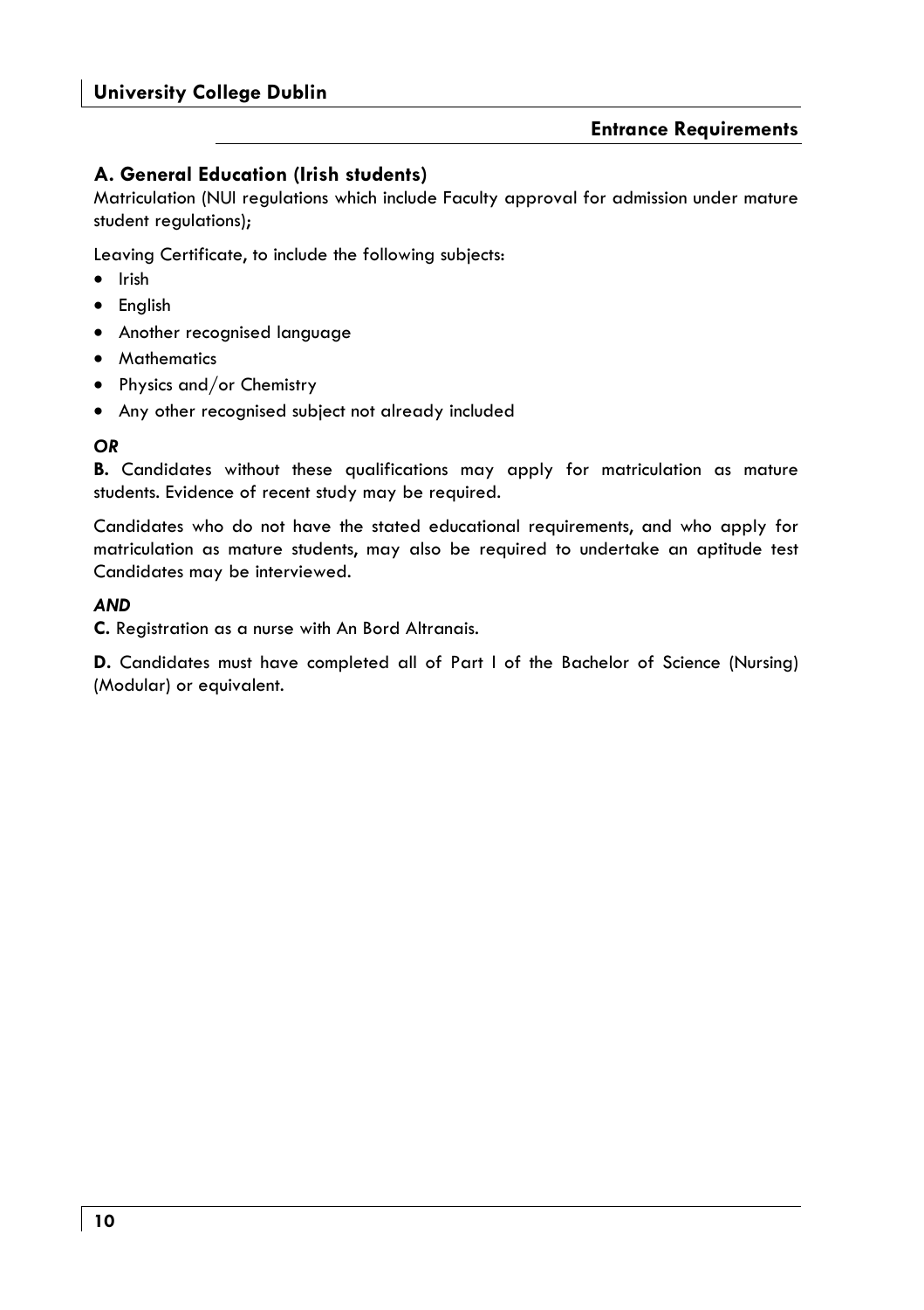## Entrance Requirements

### A. General Education (Irish students)

Matriculation (NUI regulations which include Faculty approval for admission under mature student regulations);

Leaving Certificate, to include the following subjects:

- Irish
- English
- Another recognised language
- Mathematics
- Physics and/or Chemistry
- Any other recognised subject not already included

***OR***

**B.** Candidates without these qualifications may apply for matriculation as mature students. Evidence of recent study may be required.

Candidates who do not have the stated educational requirements, and who apply for matriculation as mature students, may also be required to undertake an aptitude test Candidates may be interviewed.

***AND***

**C.** Registration as a nurse with An Bord Altranais.

**D.** Candidates must have completed all of Part I of the Bachelor of Science (Nursing) (Modular) or equivalent.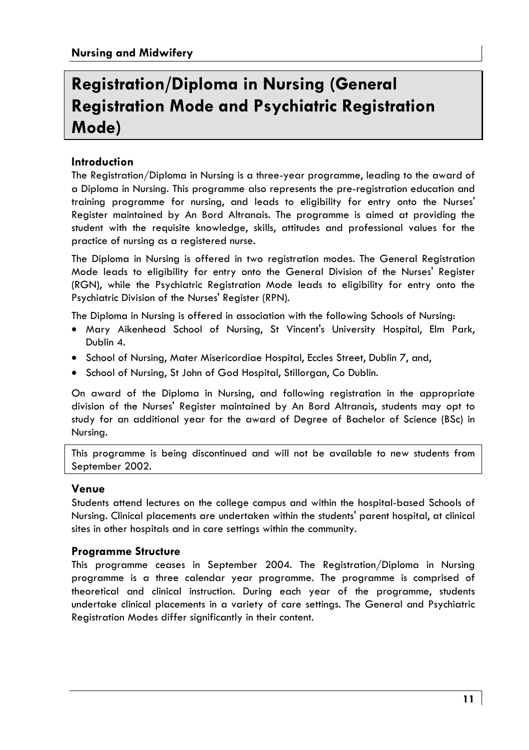## Nursing and Midwifery

# Registration/Diploma in Nursing (General Registration Mode and Psychiatric Registration Mode)

### Introduction

The Registration/Diploma in Nursing is a three-year programme, leading to the award of a Diploma in Nursing. This programme also represents the pre-registration education and training programme for nursing, and leads to eligibility for entry onto the Nurses' Register maintained by An Bord Altranais. The programme is aimed at providing the student with the requisite knowledge, skills, attitudes and professional values for the practice of nursing as a registered nurse.

The Diploma in Nursing is offered in two registration modes. The General Registration Mode leads to eligibility for entry onto the General Division of the Nurses' Register (RGN), while the Psychiatric Registration Mode leads to eligibility for entry onto the Psychiatric Division of the Nurses' Register (RPN).

The Diploma in Nursing is offered in association with the following Schools of Nursing:

- Mary Aikenhead School of Nursing, St Vincent's University Hospital, Elm Park, Dublin 4.
- School of Nursing, Mater Misericordiae Hospital, Eccles Street, Dublin 7, and,
- School of Nursing, St John of God Hospital, Stillorgan, Co Dublin.

On award of the Diploma in Nursing, and following registration in the appropriate division of the Nurses' Register maintained by An Bord Altranais, students may opt to study for an additional year for the award of Degree of Bachelor of Science (BSc) in Nursing.

This programme is being discontinued and will not be available to new students from September 2002.

### Venue

Students attend lectures on the college campus and within the hospital-based Schools of Nursing. Clinical placements are undertaken within the students' parent hospital, at clinical sites in other hospitals and in care settings within the community.

### Programme Structure

This programme ceases in September 2004. The Registration/Diploma in Nursing programme is a three calendar year programme. The programme is comprised of theoretical and clinical instruction. During each year of the programme, students undertake clinical placements in a variety of care settings. The General and Psychiatric Registration Modes differ significantly in their content.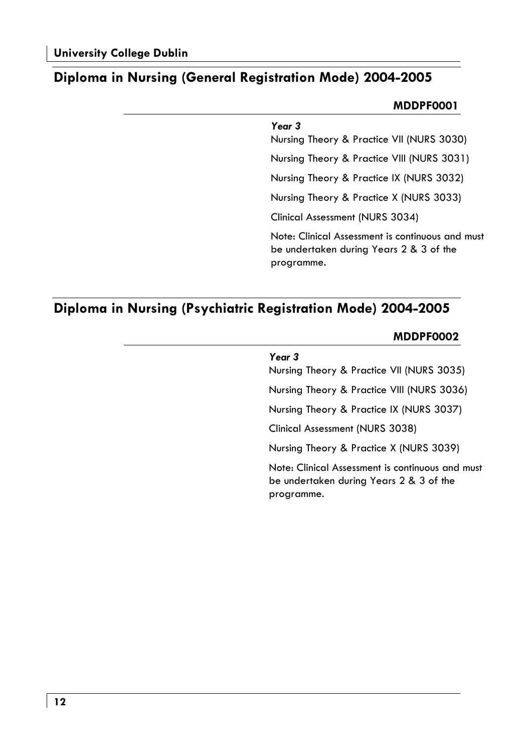## Diploma in Nursing (General Registration Mode) 2004-2005

**MDDPF0001**

***Year 3***

Nursing Theory & Practice VII (NURS 3030)

Nursing Theory & Practice VIII (NURS 3031)

Nursing Theory & Practice IX (NURS 3032)

Nursing Theory & Practice X (NURS 3033)

Clinical Assessment (NURS 3034)

Note: Clinical Assessment is continuous and must be undertaken during Years 2 & 3 of the programme.

## Diploma in Nursing (Psychiatric Registration Mode) 2004-2005

**MDDPF0002**

***Year 3***

Nursing Theory & Practice VII (NURS 3035)

Nursing Theory & Practice VIII (NURS 3036)

Nursing Theory & Practice IX (NURS 3037)

Clinical Assessment (NURS 3038)

Nursing Theory & Practice X (NURS 3039)

Note: Clinical Assessment is continuous and must be undertaken during Years 2 & 3 of the programme.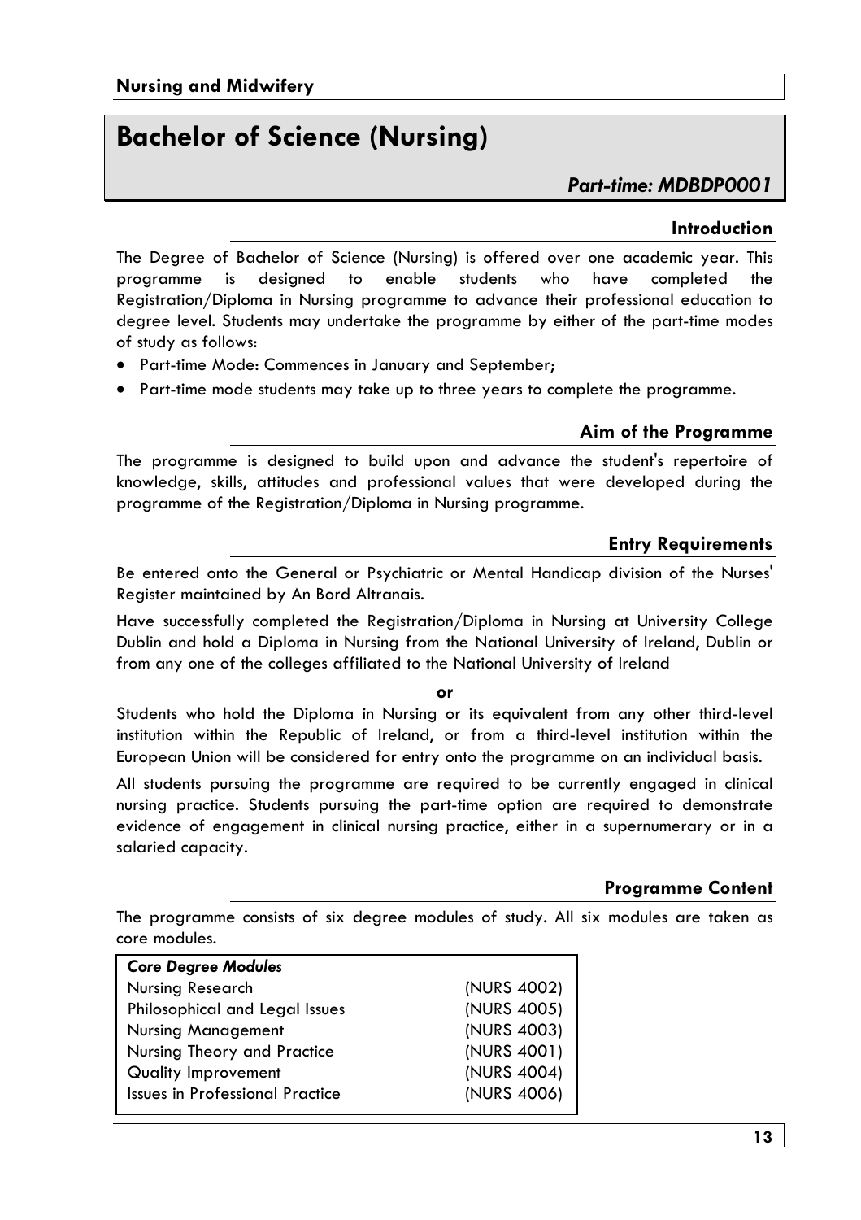# Bachelor of Science (Nursing)

***Part-time: MDBDP0001***

## Introduction

The Degree of Bachelor of Science (Nursing) is offered over one academic year. This programme is designed to enable students who have completed the Registration/Diploma in Nursing programme to advance their professional education to degree level. Students may undertake the programme by either of the part-time modes of study as follows:

- Part-time Mode: Commences in January and September;
- Part-time mode students may take up to three years to complete the programme.

## Aim of the Programme

The programme is designed to build upon and advance the student's repertoire of knowledge, skills, attitudes and professional values that were developed during the programme of the Registration/Diploma in Nursing programme.

## Entry Requirements

Be entered onto the General or Psychiatric or Mental Handicap division of the Nurses' Register maintained by An Bord Altranais.

Have successfully completed the Registration/Diploma in Nursing at University College Dublin and hold a Diploma in Nursing from the National University of Ireland, Dublin or from any one of the colleges affiliated to the National University of Ireland

**or**

Students who hold the Diploma in Nursing or its equivalent from any other third-level institution within the Republic of Ireland, or from a third-level institution within the European Union will be considered for entry onto the programme on an individual basis.

All students pursuing the programme are required to be currently engaged in clinical nursing practice. Students pursuing the part-time option are required to demonstrate evidence of engagement in clinical nursing practice, either in a supernumerary or in a salaried capacity.

## Programme Content

The programme consists of six degree modules of study. All six modules are taken as core modules.

| ***Core Degree Modules*** | |
|---|---|
| Nursing Research | (NURS 4002) |
| Philosophical and Legal Issues | (NURS 4005) |
| Nursing Management | (NURS 4003) |
| Nursing Theory and Practice | (NURS 4001) |
| Quality Improvement | (NURS 4004) |
| Issues in Professional Practice | (NURS 4006) |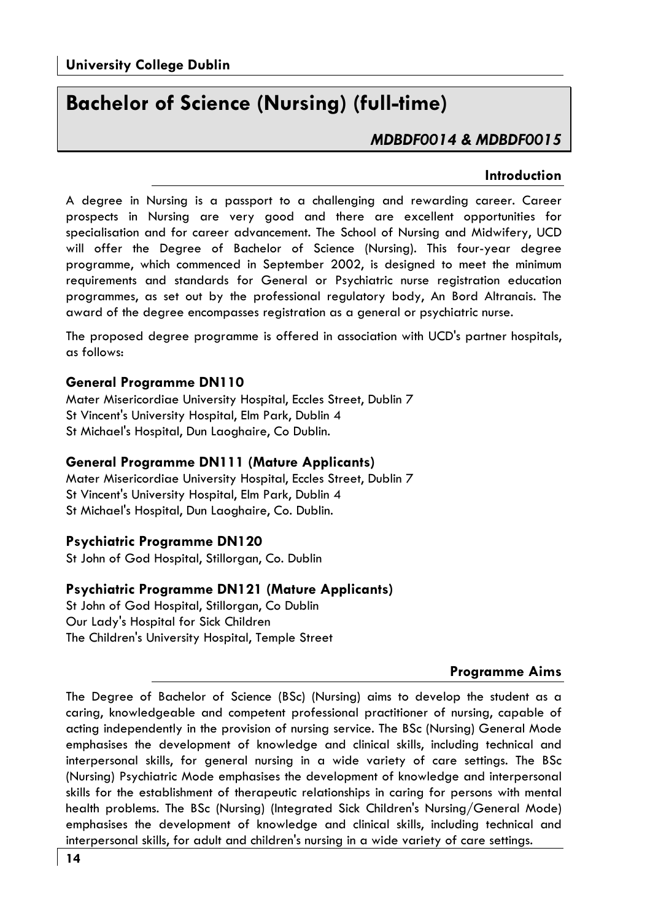# Bachelor of Science (Nursing) (full-time)

*MDBDF0014 & MDBDF0015*

## Introduction

A degree in Nursing is a passport to a challenging and rewarding career. Career prospects in Nursing are very good and there are excellent opportunities for specialisation and for career advancement. The School of Nursing and Midwifery, UCD will offer the Degree of Bachelor of Science (Nursing). This four-year degree programme, which commenced in September 2002, is designed to meet the minimum requirements and standards for General or Psychiatric nurse registration education programmes, as set out by the professional regulatory body, An Bord Altranais. The award of the degree encompasses registration as a general or psychiatric nurse.

The proposed degree programme is offered in association with UCD's partner hospitals, as follows:

### General Programme DN110

Mater Misericordiae University Hospital, Eccles Street, Dublin 7
St Vincent's University Hospital, Elm Park, Dublin 4
St Michael's Hospital, Dun Laoghaire, Co Dublin.

### General Programme DN111 (Mature Applicants)

Mater Misericordiae University Hospital, Eccles Street, Dublin 7
St Vincent's University Hospital, Elm Park, Dublin 4
St Michael's Hospital, Dun Laoghaire, Co. Dublin.

### Psychiatric Programme DN120

St John of God Hospital, Stillorgan, Co. Dublin

### Psychiatric Programme DN121 (Mature Applicants)

St John of God Hospital, Stillorgan, Co Dublin
Our Lady's Hospital for Sick Children
The Children's University Hospital, Temple Street

## Programme Aims

The Degree of Bachelor of Science (BSc) (Nursing) aims to develop the student as a caring, knowledgeable and competent professional practitioner of nursing, capable of acting independently in the provision of nursing service. The BSc (Nursing) General Mode emphasises the development of knowledge and clinical skills, including technical and interpersonal skills, for general nursing in a wide variety of care settings. The BSc (Nursing) Psychiatric Mode emphasises the development of knowledge and interpersonal skills for the establishment of therapeutic relationships in caring for persons with mental health problems. The BSc (Nursing) (Integrated Sick Children's Nursing/General Mode) emphasises the development of knowledge and clinical skills, including technical and interpersonal skills, for adult and children's nursing in a wide variety of care settings.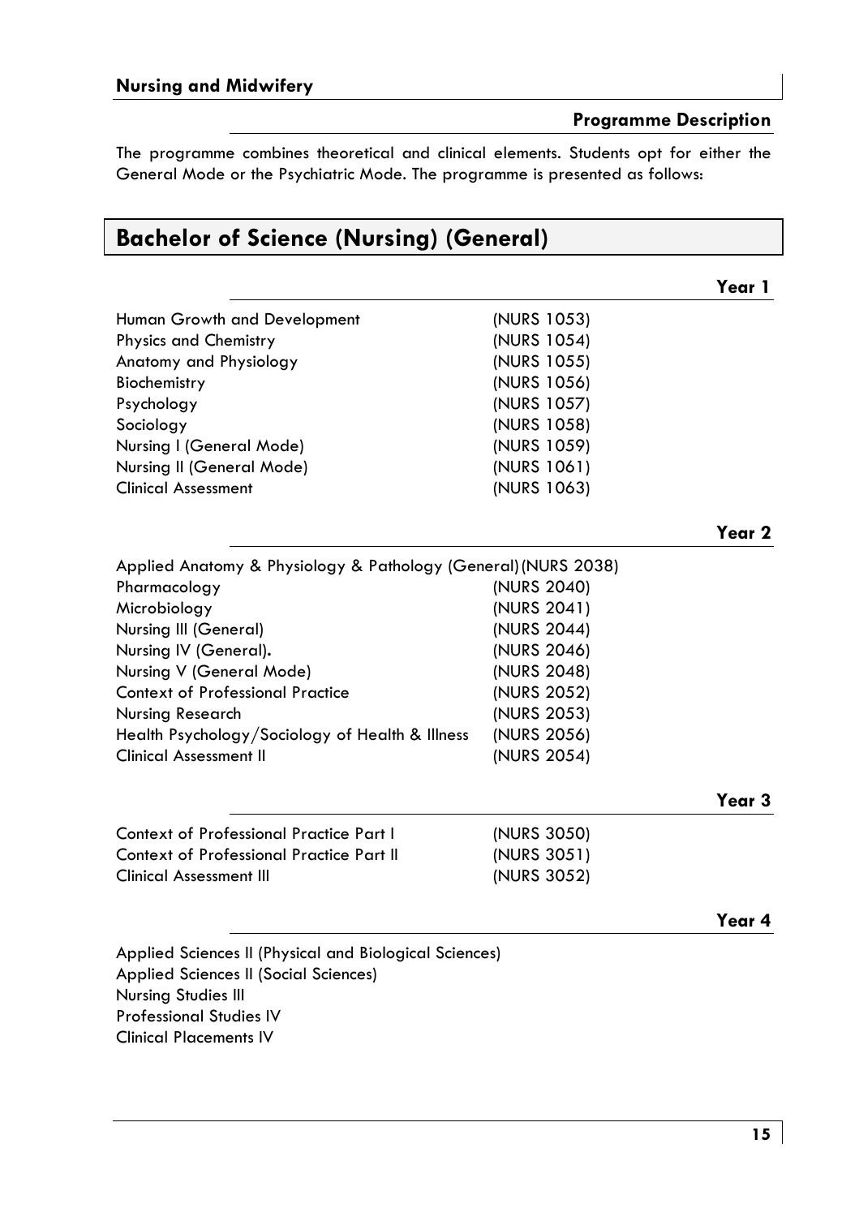## Nursing and Midwifery

### Programme Description

The programme combines theoretical and clinical elements. Students opt for either the General Mode or the Psychiatric Mode. The programme is presented as follows:

# Bachelor of Science (Nursing) (General)

### Year 1

| | |
|---|---|
| Human Growth and Development | (NURS 1053) |
| Physics and Chemistry | (NURS 1054) |
| Anatomy and Physiology | (NURS 1055) |
| Biochemistry | (NURS 1056) |
| Psychology | (NURS 1057) |
| Sociology | (NURS 1058) |
| Nursing I (General Mode) | (NURS 1059) |
| Nursing II (General Mode) | (NURS 1061) |
| Clinical Assessment | (NURS 1063) |

### Year 2

| | |
|---|---|
| Applied Anatomy & Physiology & Pathology (General) | (NURS 2038) |
| Pharmacology | (NURS 2040) |
| Microbiology | (NURS 2041) |
| Nursing III (General) | (NURS 2044) |
| Nursing IV (General). | (NURS 2046) |
| Nursing V (General Mode) | (NURS 2048) |
| Context of Professional Practice | (NURS 2052) |
| Nursing Research | (NURS 2053) |
| Health Psychology/Sociology of Health & Illness | (NURS 2056) |
| Clinical Assessment II | (NURS 2054) |

### Year 3

| | |
|---|---|
| Context of Professional Practice Part I | (NURS 3050) |
| Context of Professional Practice Part II | (NURS 3051) |
| Clinical Assessment III | (NURS 3052) |

### Year 4

Applied Sciences II (Physical and Biological Sciences)
Applied Sciences II (Social Sciences)
Nursing Studies III
Professional Studies IV
Clinical Placements IV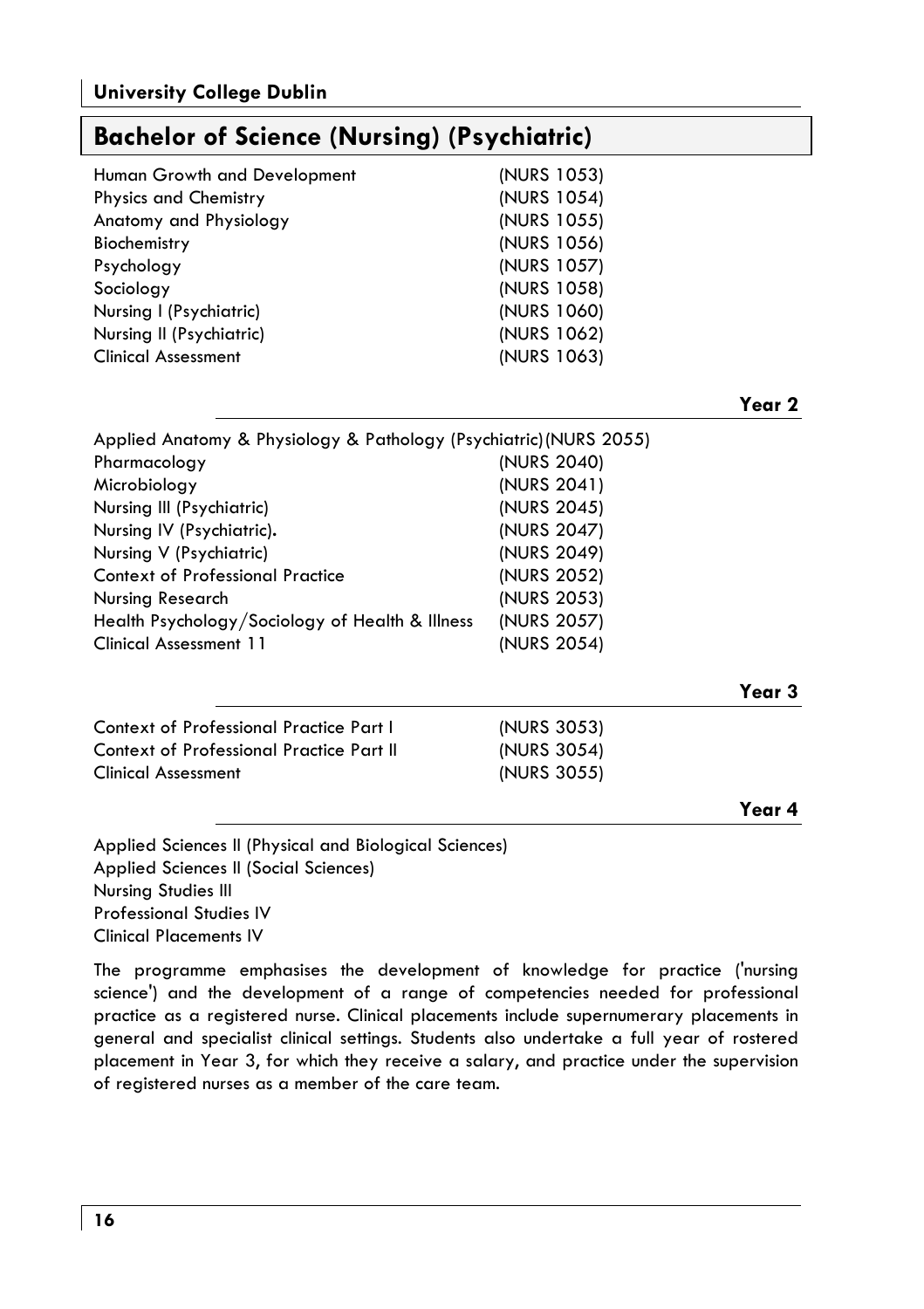## Bachelor of Science (Nursing) (Psychiatric)

| | |
|---|---|
| Human Growth and Development | (NURS 1053) |
| Physics and Chemistry | (NURS 1054) |
| Anatomy and Physiology | (NURS 1055) |
| Biochemistry | (NURS 1056) |
| Psychology | (NURS 1057) |
| Sociology | (NURS 1058) |
| Nursing I (Psychiatric) | (NURS 1060) |
| Nursing II (Psychiatric) | (NURS 1062) |
| Clinical Assessment | (NURS 1063) |

### Year 2

| | |
|---|---|
| Applied Anatomy & Physiology & Pathology (Psychiatric) | (NURS 2055) |
| Pharmacology | (NURS 2040) |
| Microbiology | (NURS 2041) |
| Nursing III (Psychiatric) | (NURS 2045) |
| Nursing IV (Psychiatric). | (NURS 2047) |
| Nursing V (Psychiatric) | (NURS 2049) |
| Context of Professional Practice | (NURS 2052) |
| Nursing Research | (NURS 2053) |
| Health Psychology/Sociology of Health & Illness | (NURS 2057) |
| Clinical Assessment 11 | (NURS 2054) |

### Year 3

| | |
|---|---|
| Context of Professional Practice Part I | (NURS 3053) |
| Context of Professional Practice Part II | (NURS 3054) |
| Clinical Assessment | (NURS 3055) |

### Year 4

Applied Sciences II (Physical and Biological Sciences)
Applied Sciences II (Social Sciences)
Nursing Studies III
Professional Studies IV
Clinical Placements IV

The programme emphasises the development of knowledge for practice ('nursing science') and the development of a range of competencies needed for professional practice as a registered nurse. Clinical placements include supernumerary placements in general and specialist clinical settings. Students also undertake a full year of rostered placement in Year 3, for which they receive a salary, and practice under the supervision of registered nurses as a member of the care team.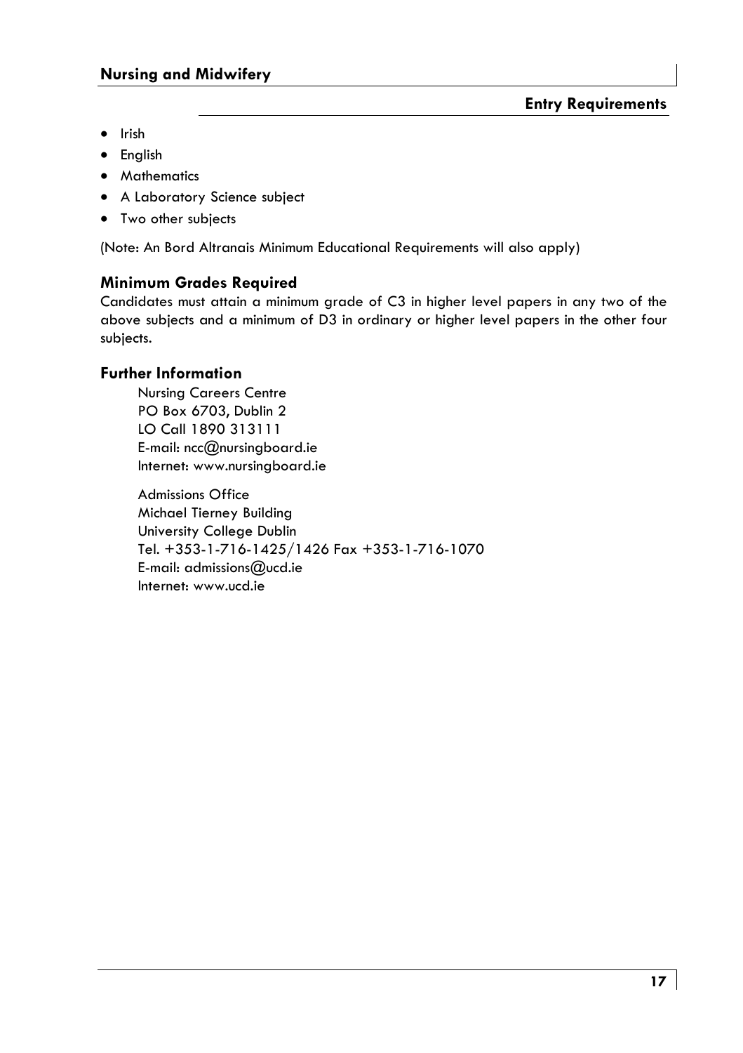## Entry Requirements

- Irish
- English
- Mathematics
- A Laboratory Science subject
- Two other subjects

(Note: An Bord Altranais Minimum Educational Requirements will also apply)

### Minimum Grades Required

Candidates must attain a minimum grade of C3 in higher level papers in any two of the above subjects and a minimum of D3 in ordinary or higher level papers in the other four subjects.

### Further Information

Nursing Careers Centre
PO Box 6703, Dublin 2
LO Call 1890 313111
E-mail: ncc@nursingboard.ie
Internet: www.nursingboard.ie

Admissions Office
Michael Tierney Building
University College Dublin
Tel. +353-1-716-1425/1426 Fax +353-1-716-1070
E-mail: admissions@ucd.ie
Internet: www.ucd.ie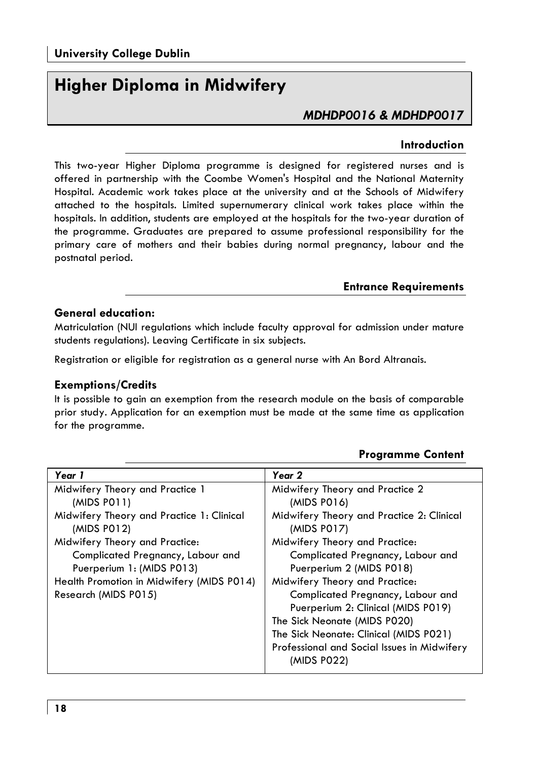# Higher Diploma in Midwifery

*MDHDP0016 & MDHDP0017*

## Introduction

This two-year Higher Diploma programme is designed for registered nurses and is offered in partnership with the Coombe Women's Hospital and the National Maternity Hospital. Academic work takes place at the university and at the Schools of Midwifery attached to the hospitals. Limited supernumerary clinical work takes place within the hospitals. In addition, students are employed at the hospitals for the two-year duration of the programme. Graduates are prepared to assume professional responsibility for the primary care of mothers and their babies during normal pregnancy, labour and the postnatal period.

## Entrance Requirements

### General education:

Matriculation (NUI regulations which include faculty approval for admission under mature students regulations). Leaving Certificate in six subjects.

Registration or eligible for registration as a general nurse with An Bord Altranais.

### Exemptions/Credits

It is possible to gain an exemption from the research module on the basis of comparable prior study. Application for an exemption must be made at the same time as application for the programme.

## Programme Content

| *Year 1* | *Year 2* |
|---|---|
| Midwifery Theory and Practice 1 (MIDS P011) | Midwifery Theory and Practice 2 (MIDS P016) |
| Midwifery Theory and Practice 1: Clinical (MIDS P012) | Midwifery Theory and Practice 2: Clinical (MIDS P017) |
| Midwifery Theory and Practice: Complicated Pregnancy, Labour and Puerperium 1: (MIDS P013) | Midwifery Theory and Practice: Complicated Pregnancy, Labour and Puerperium 2 (MIDS P018) |
| Health Promotion in Midwifery (MIDS P014) | Midwifery Theory and Practice: Complicated Pregnancy, Labour and Puerperium 2: Clinical (MIDS P019) |
| Research (MIDS P015) | The Sick Neonate (MIDS P020) |
| | The Sick Neonate: Clinical (MIDS P021) |
| | Professional and Social Issues in Midwifery (MIDS P022) |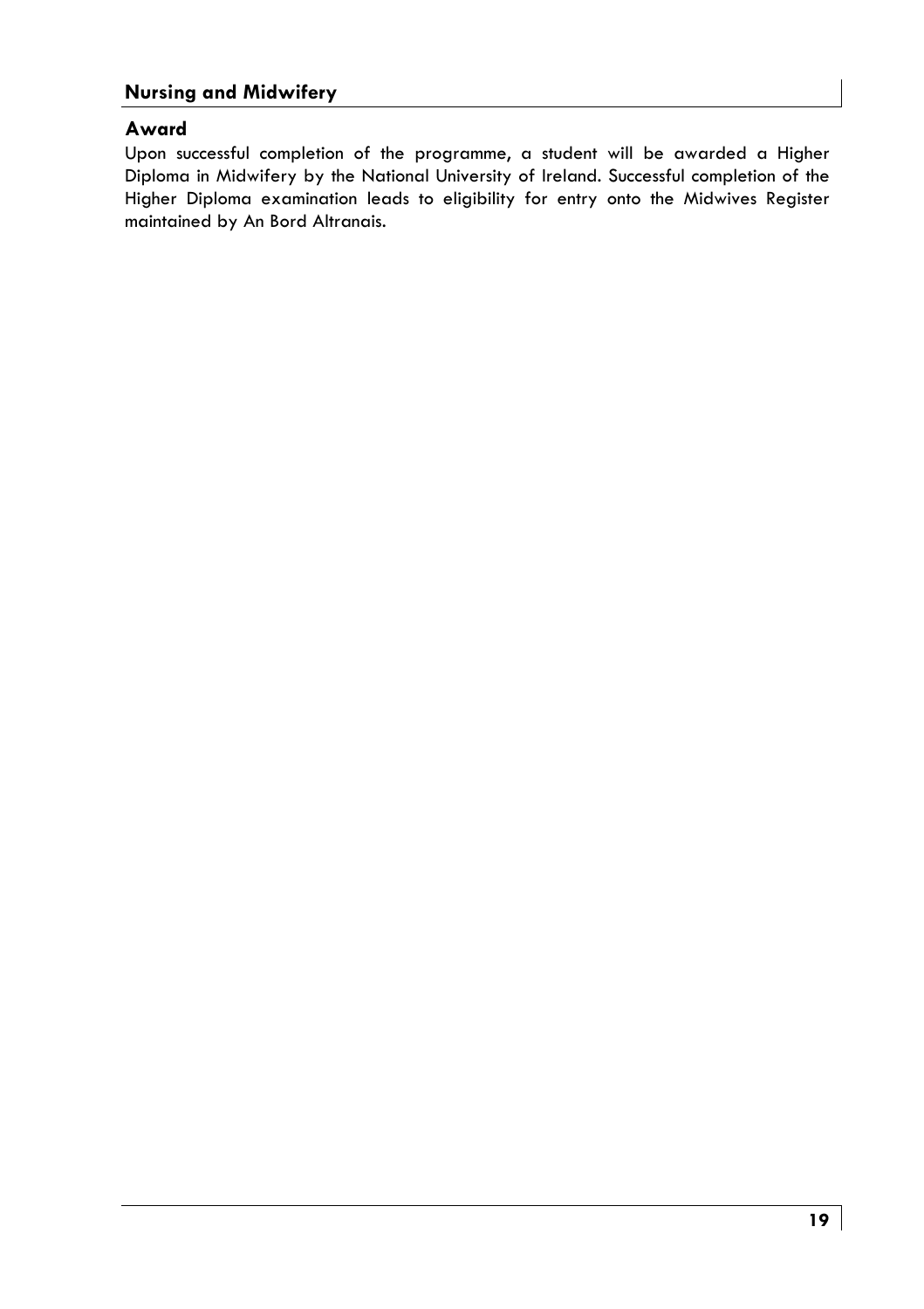## Award

Upon successful completion of the programme, a student will be awarded a Higher Diploma in Midwifery by the National University of Ireland. Successful completion of the Higher Diploma examination leads to eligibility for entry onto the Midwives Register maintained by An Bord Altranais.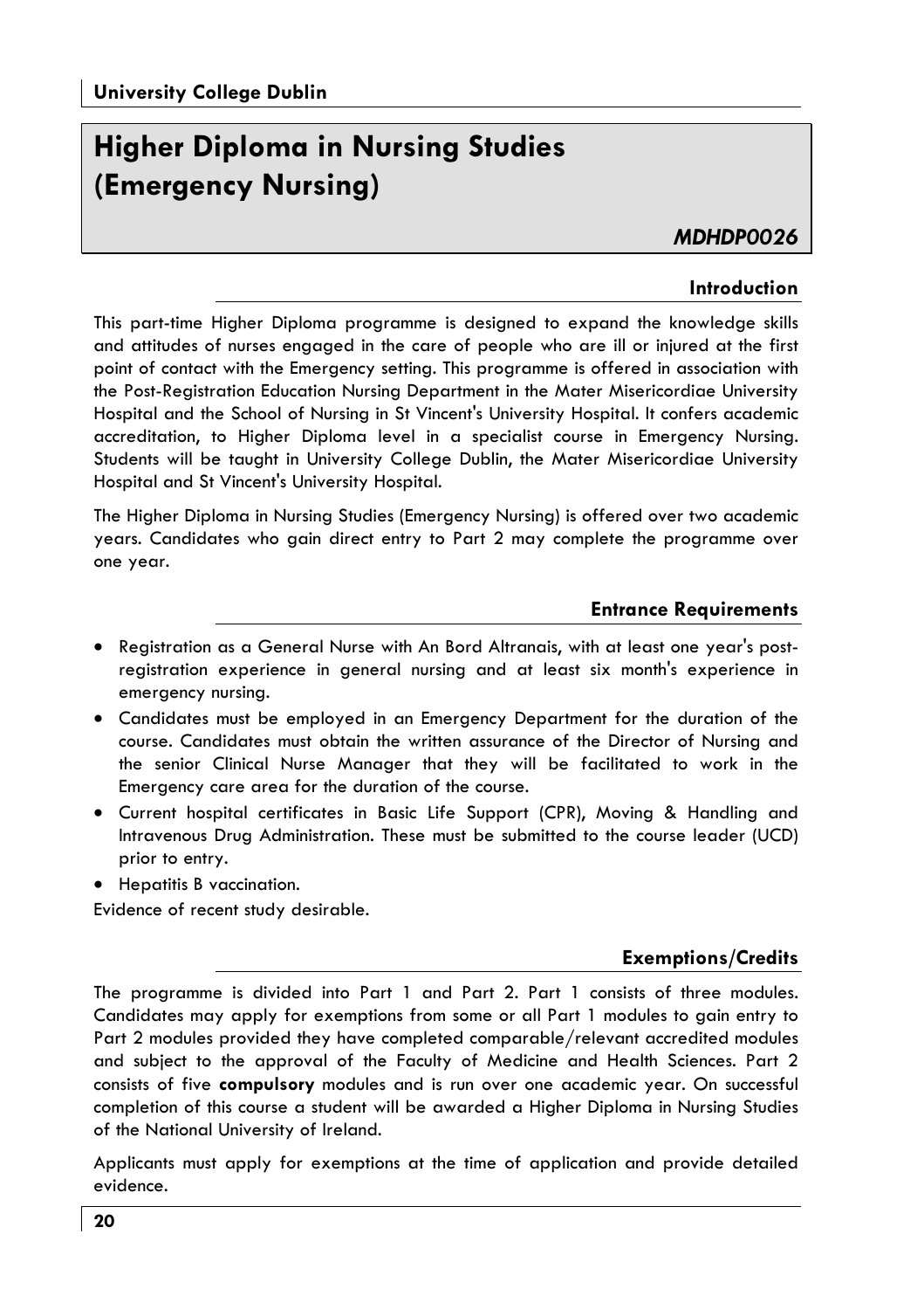**University College Dublin**

# Higher Diploma in Nursing Studies (Emergency Nursing)

***MDHDP0026***

## Introduction

This part-time Higher Diploma programme is designed to expand the knowledge skills and attitudes of nurses engaged in the care of people who are ill or injured at the first point of contact with the Emergency setting. This programme is offered in association with the Post-Registration Education Nursing Department in the Mater Misericordiae University Hospital and the School of Nursing in St Vincent's University Hospital. It confers academic accreditation, to Higher Diploma level in a specialist course in Emergency Nursing. Students will be taught in University College Dublin, the Mater Misericordiae University Hospital and St Vincent's University Hospital.

The Higher Diploma in Nursing Studies (Emergency Nursing) is offered over two academic years. Candidates who gain direct entry to Part 2 may complete the programme over one year.

## Entrance Requirements

- Registration as a General Nurse with An Bord Altranais, with at least one year's post-registration experience in general nursing and at least six month's experience in emergency nursing.
- Candidates must be employed in an Emergency Department for the duration of the course. Candidates must obtain the written assurance of the Director of Nursing and the senior Clinical Nurse Manager that they will be facilitated to work in the Emergency care area for the duration of the course.
- Current hospital certificates in Basic Life Support (CPR), Moving & Handling and Intravenous Drug Administration. These must be submitted to the course leader (UCD) prior to entry.
- Hepatitis B vaccination.

Evidence of recent study desirable.

## Exemptions/Credits

The programme is divided into Part 1 and Part 2. Part 1 consists of three modules. Candidates may apply for exemptions from some or all Part 1 modules to gain entry to Part 2 modules provided they have completed comparable/relevant accredited modules and subject to the approval of the Faculty of Medicine and Health Sciences. Part 2 consists of five **compulsory** modules and is run over one academic year. On successful completion of this course a student will be awarded a Higher Diploma in Nursing Studies of the National University of Ireland.

Applicants must apply for exemptions at the time of application and provide detailed evidence.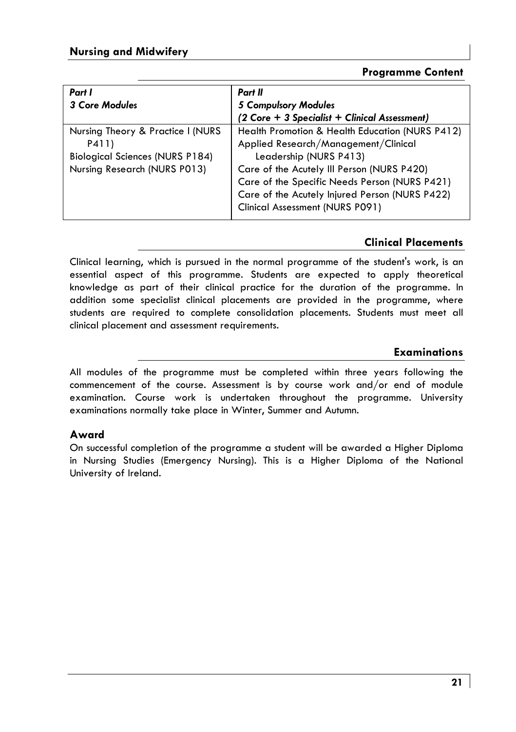## Nursing and Midwifery

### Programme Content

| *Part I*<br>*3 Core Modules* | *Part II*<br>*5 Compulsory Modules*<br>*(2 Core + 3 Specialist + Clinical Assessment)* |
|---|---|
| Nursing Theory & Practice I (NURS P411)<br>Biological Sciences (NURS P184)<br>Nursing Research (NURS P013) | Health Promotion & Health Education (NURS P412)<br>Applied Research/Management/Clinical Leadership (NURS P413)<br>Care of the Acutely Ill Person (NURS P420)<br>Care of the Specific Needs Person (NURS P421)<br>Care of the Acutely Injured Person (NURS P422)<br>Clinical Assessment (NURS P091) |

### Clinical Placements

Clinical learning, which is pursued in the normal programme of the student's work, is an essential aspect of this programme. Students are expected to apply theoretical knowledge as part of their clinical practice for the duration of the programme. In addition some specialist clinical placements are provided in the programme, where students are required to complete consolidation placements. Students must meet all clinical placement and assessment requirements.

### Examinations

All modules of the programme must be completed within three years following the commencement of the course. Assessment is by course work and/or end of module examination. Course work is undertaken throughout the programme. University examinations normally take place in Winter, Summer and Autumn.

### Award

On successful completion of the programme a student will be awarded a Higher Diploma in Nursing Studies (Emergency Nursing). This is a Higher Diploma of the National University of Ireland.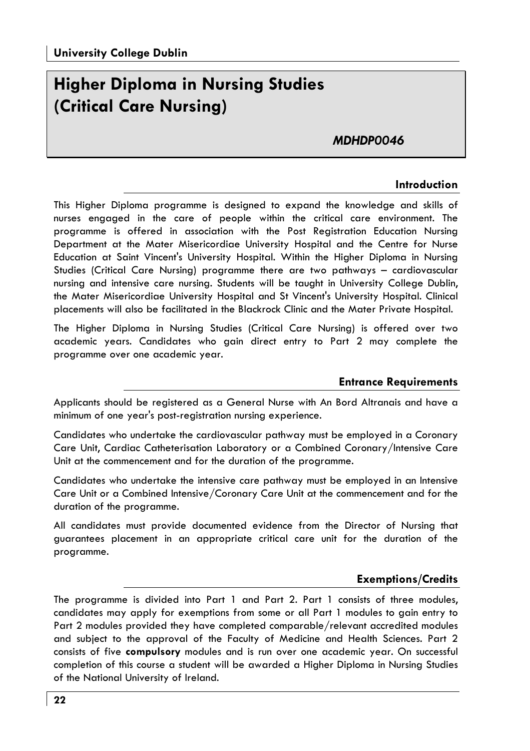# Higher Diploma in Nursing Studies (Critical Care Nursing)

***MDHDP0046***

## Introduction

This Higher Diploma programme is designed to expand the knowledge and skills of nurses engaged in the care of people within the critical care environment. The programme is offered in association with the Post Registration Education Nursing Department at the Mater Misericordiae University Hospital and the Centre for Nurse Education at Saint Vincent's University Hospital. Within the Higher Diploma in Nursing Studies (Critical Care Nursing) programme there are two pathways – cardiovascular nursing and intensive care nursing. Students will be taught in University College Dublin, the Mater Misericordiae University Hospital and St Vincent's University Hospital. Clinical placements will also be facilitated in the Blackrock Clinic and the Mater Private Hospital.

The Higher Diploma in Nursing Studies (Critical Care Nursing) is offered over two academic years. Candidates who gain direct entry to Part 2 may complete the programme over one academic year.

## Entrance Requirements

Applicants should be registered as a General Nurse with An Bord Altranais and have a minimum of one year's post-registration nursing experience.

Candidates who undertake the cardiovascular pathway must be employed in a Coronary Care Unit, Cardiac Catheterisation Laboratory or a Combined Coronary/Intensive Care Unit at the commencement and for the duration of the programme.

Candidates who undertake the intensive care pathway must be employed in an Intensive Care Unit or a Combined Intensive/Coronary Care Unit at the commencement and for the duration of the programme.

All candidates must provide documented evidence from the Director of Nursing that guarantees placement in an appropriate critical care unit for the duration of the programme.

## Exemptions/Credits

The programme is divided into Part 1 and Part 2. Part 1 consists of three modules, candidates may apply for exemptions from some or all Part 1 modules to gain entry to Part 2 modules provided they have completed comparable/relevant accredited modules and subject to the approval of the Faculty of Medicine and Health Sciences. Part 2 consists of five **compulsory** modules and is run over one academic year. On successful completion of this course a student will be awarded a Higher Diploma in Nursing Studies of the National University of Ireland.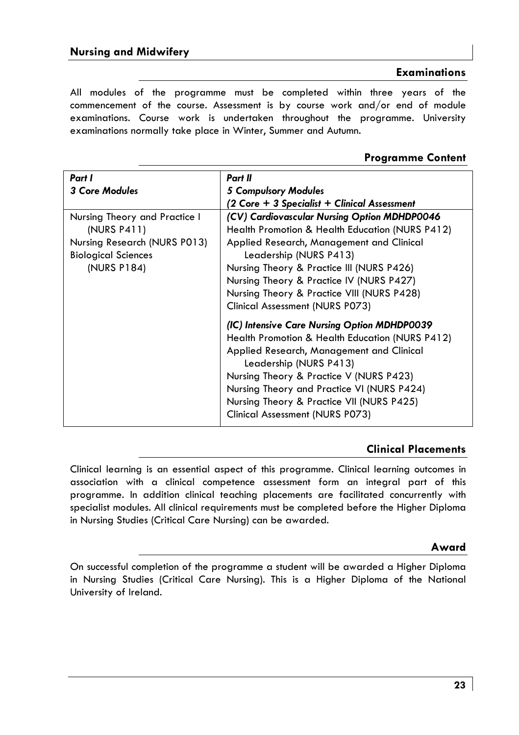## Examinations

All modules of the programme must be completed within three years of the commencement of the course. Assessment is by course work and/or end of module examinations. Course work is undertaken throughout the programme. University examinations normally take place in Winter, Summer and Autumn.

## Programme Content

| ***Part I***<br>***3 Core Modules*** | ***Part II***<br>***5 Compulsory Modules***<br>***(2 Core + 3 Specialist + Clinical Assessment*** |
|---|---|
| Nursing Theory and Practice I (NURS P411)<br>Nursing Research (NURS P013)<br>Biological Sciences (NURS P184) | ***(CV) Cardiovascular Nursing Option MDHDP0046***<br>Health Promotion & Health Education (NURS P412)<br>Applied Research, Management and Clinical Leadership (NURS P413)<br>Nursing Theory & Practice III (NURS P426)<br>Nursing Theory & Practice IV (NURS P427)<br>Nursing Theory & Practice VIII (NURS P428)<br>Clinical Assessment (NURS P073)<br><br>***(IC) Intensive Care Nursing Option MDHDP0039***<br>Health Promotion & Health Education (NURS P412)<br>Applied Research, Management and Clinical Leadership (NURS P413)<br>Nursing Theory & Practice V (NURS P423)<br>Nursing Theory and Practice VI (NURS P424)<br>Nursing Theory & Practice VII (NURS P425)<br>Clinical Assessment (NURS P073) |

## Clinical Placements

Clinical learning is an essential aspect of this programme. Clinical learning outcomes in association with a clinical competence assessment form an integral part of this programme. In addition clinical teaching placements are facilitated concurrently with specialist modules. All clinical requirements must be completed before the Higher Diploma in Nursing Studies (Critical Care Nursing) can be awarded.

## Award

On successful completion of the programme a student will be awarded a Higher Diploma in Nursing Studies (Critical Care Nursing). This is a Higher Diploma of the National University of Ireland.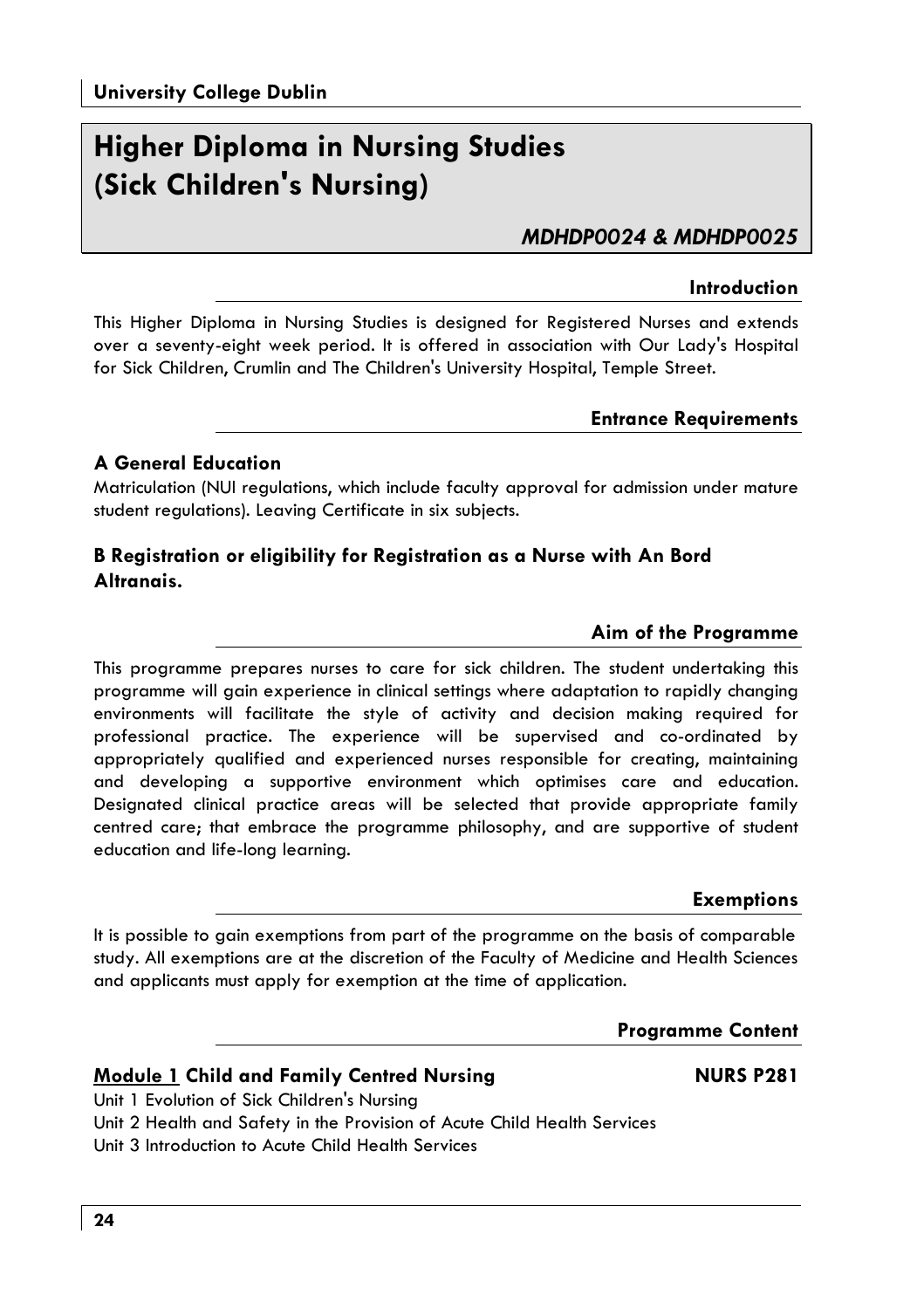# Higher Diploma in Nursing Studies (Sick Children's Nursing)

*MDHDP0024 & MDHDP0025*

## Introduction

This Higher Diploma in Nursing Studies is designed for Registered Nurses and extends over a seventy-eight week period. It is offered in association with Our Lady's Hospital for Sick Children, Crumlin and The Children's University Hospital, Temple Street.

## Entrance Requirements

### A General Education

Matriculation (NUI regulations, which include faculty approval for admission under mature student regulations). Leaving Certificate in six subjects.

### B Registration or eligibility for Registration as a Nurse with An Bord Altranais.

## Aim of the Programme

This programme prepares nurses to care for sick children. The student undertaking this programme will gain experience in clinical settings where adaptation to rapidly changing environments will facilitate the style of activity and decision making required for professional practice. The experience will be supervised and co-ordinated by appropriately qualified and experienced nurses responsible for creating, maintaining and developing a supportive environment which optimises care and education. Designated clinical practice areas will be selected that provide appropriate family centred care; that embrace the programme philosophy, and are supportive of student education and life-long learning.

## Exemptions

It is possible to gain exemptions from part of the programme on the basis of comparable study. All exemptions are at the discretion of the Faculty of Medicine and Health Sciences and applicants must apply for exemption at the time of application.

## Programme Content

### Module 1 Child and Family Centred Nursing — NURS P281

Unit 1 Evolution of Sick Children's Nursing  
Unit 2 Health and Safety in the Provision of Acute Child Health Services  
Unit 3 Introduction to Acute Child Health Services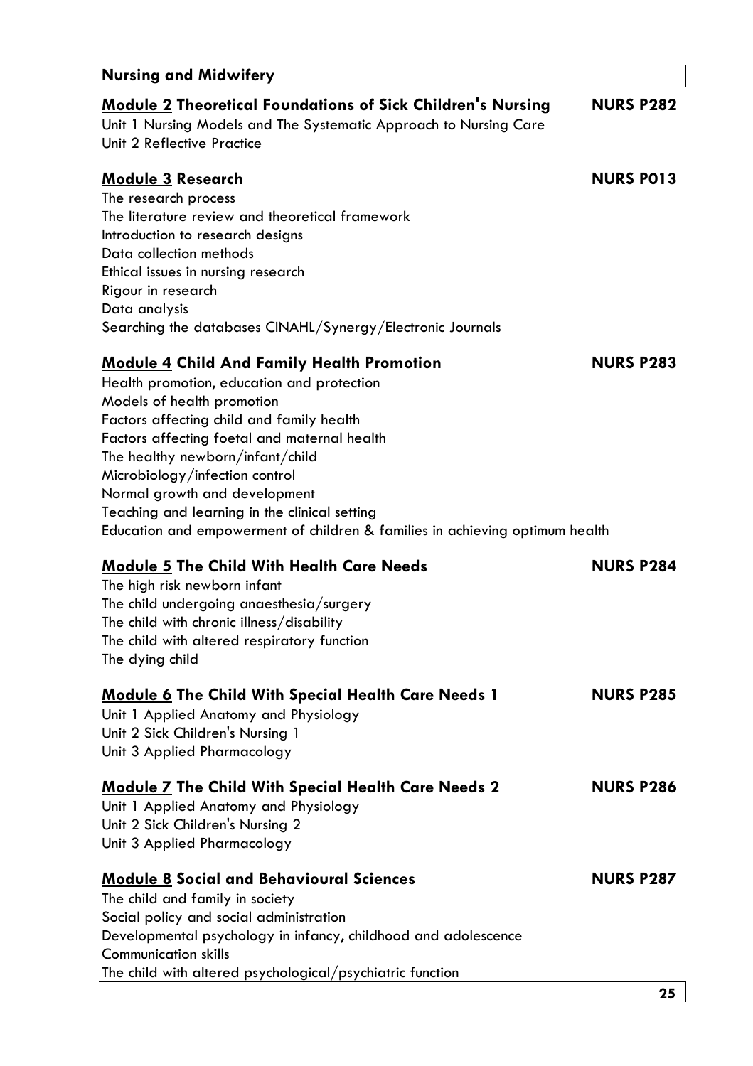**Module 2 Theoretical Foundations of Sick Children's Nursing** **NURS P282**

Unit 1 Nursing Models and The Systematic Approach to Nursing Care
Unit 2 Reflective Practice

**Module 3 Research** **NURS P013**

The research process
The literature review and theoretical framework
Introduction to research designs
Data collection methods
Ethical issues in nursing research
Rigour in research
Data analysis
Searching the databases CINAHL/Synergy/Electronic Journals

**Module 4 Child And Family Health Promotion** **NURS P283**

Health promotion, education and protection
Models of health promotion
Factors affecting child and family health
Factors affecting foetal and maternal health
The healthy newborn/infant/child
Microbiology/infection control
Normal growth and development
Teaching and learning in the clinical setting
Education and empowerment of children & families in achieving optimum health

**Module 5 The Child With Health Care Needs** **NURS P284**

The high risk newborn infant
The child undergoing anaesthesia/surgery
The child with chronic illness/disability
The child with altered respiratory function
The dying child

**Module 6 The Child With Special Health Care Needs 1** **NURS P285**

Unit 1 Applied Anatomy and Physiology
Unit 2 Sick Children's Nursing 1
Unit 3 Applied Pharmacology

**Module 7 The Child With Special Health Care Needs 2** **NURS P286**

Unit 1 Applied Anatomy and Physiology
Unit 2 Sick Children's Nursing 2
Unit 3 Applied Pharmacology

**Module 8 Social and Behavioural Sciences** **NURS P287**

The child and family in society
Social policy and social administration
Developmental psychology in infancy, childhood and adolescence
Communication skills
The child with altered psychological/psychiatric function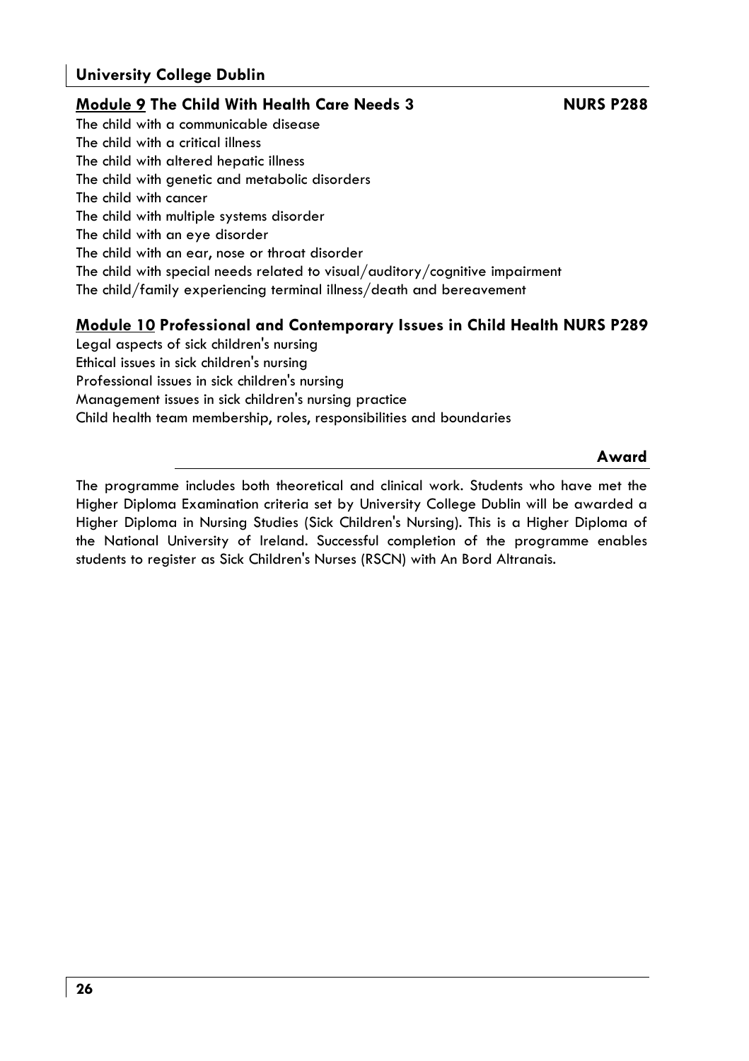## University College Dublin

### Module 9 The Child With Health Care Needs 3 — NURS P288

The child with a communicable disease
The child with a critical illness
The child with altered hepatic illness
The child with genetic and metabolic disorders
The child with cancer
The child with multiple systems disorder
The child with an eye disorder
The child with an ear, nose or throat disorder
The child with special needs related to visual/auditory/cognitive impairment
The child/family experiencing terminal illness/death and bereavement

### Module 10 Professional and Contemporary Issues in Child Health NURS P289

Legal aspects of sick children's nursing
Ethical issues in sick children's nursing
Professional issues in sick children's nursing
Management issues in sick children's nursing practice
Child health team membership, roles, responsibilities and boundaries

### Award

The programme includes both theoretical and clinical work. Students who have met the Higher Diploma Examination criteria set by University College Dublin will be awarded a Higher Diploma in Nursing Studies (Sick Children's Nursing). This is a Higher Diploma of the National University of Ireland. Successful completion of the programme enables students to register as Sick Children's Nurses (RSCN) with An Bord Altranais.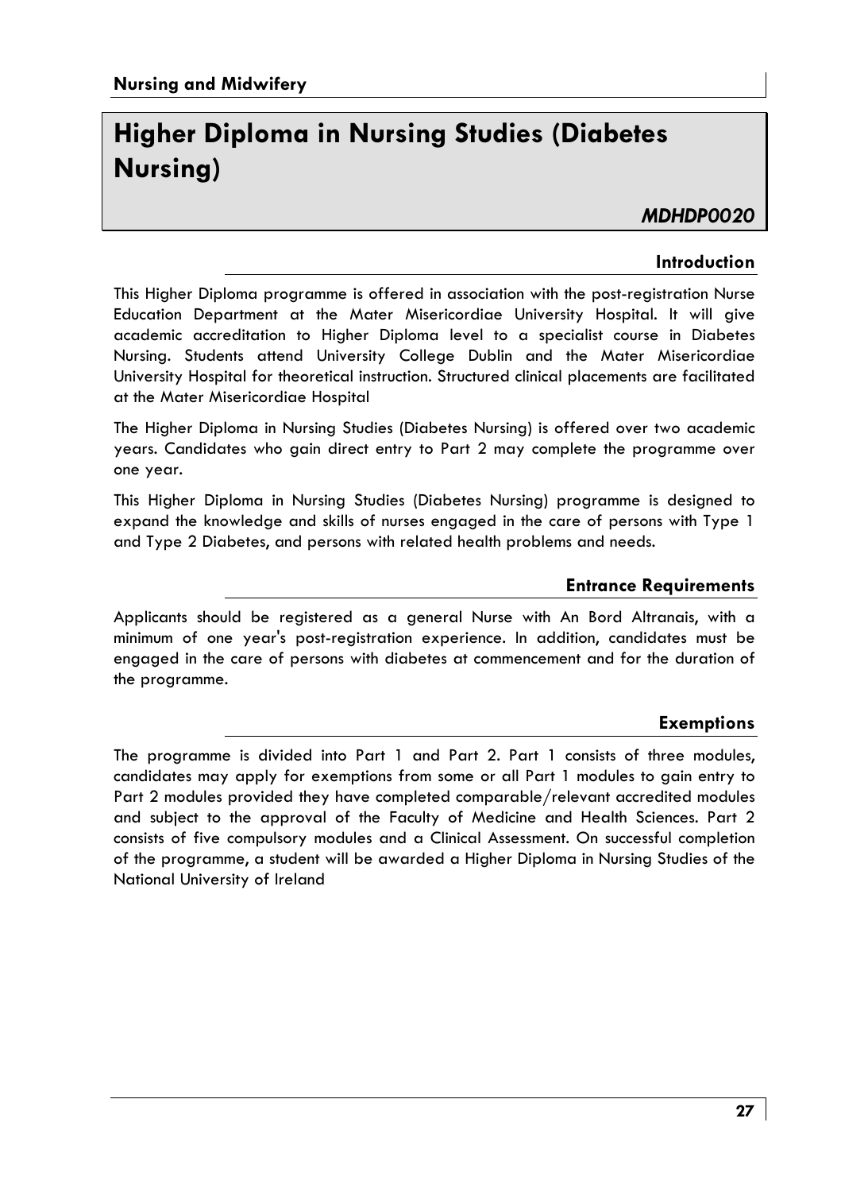# Higher Diploma in Nursing Studies (Diabetes Nursing)

***MDHDP0020***

### Introduction

This Higher Diploma programme is offered in association with the post-registration Nurse Education Department at the Mater Misericordiae University Hospital. It will give academic accreditation to Higher Diploma level to a specialist course in Diabetes Nursing. Students attend University College Dublin and the Mater Misericordiae University Hospital for theoretical instruction. Structured clinical placements are facilitated at the Mater Misericordiae Hospital

The Higher Diploma in Nursing Studies (Diabetes Nursing) is offered over two academic years. Candidates who gain direct entry to Part 2 may complete the programme over one year.

This Higher Diploma in Nursing Studies (Diabetes Nursing) programme is designed to expand the knowledge and skills of nurses engaged in the care of persons with Type 1 and Type 2 Diabetes, and persons with related health problems and needs.

### Entrance Requirements

Applicants should be registered as a general Nurse with An Bord Altranais, with a minimum of one year's post-registration experience. In addition, candidates must be engaged in the care of persons with diabetes at commencement and for the duration of the programme.

### Exemptions

The programme is divided into Part 1 and Part 2. Part 1 consists of three modules, candidates may apply for exemptions from some or all Part 1 modules to gain entry to Part 2 modules provided they have completed comparable/relevant accredited modules and subject to the approval of the Faculty of Medicine and Health Sciences. Part 2 consists of five compulsory modules and a Clinical Assessment. On successful completion of the programme, a student will be awarded a Higher Diploma in Nursing Studies of the National University of Ireland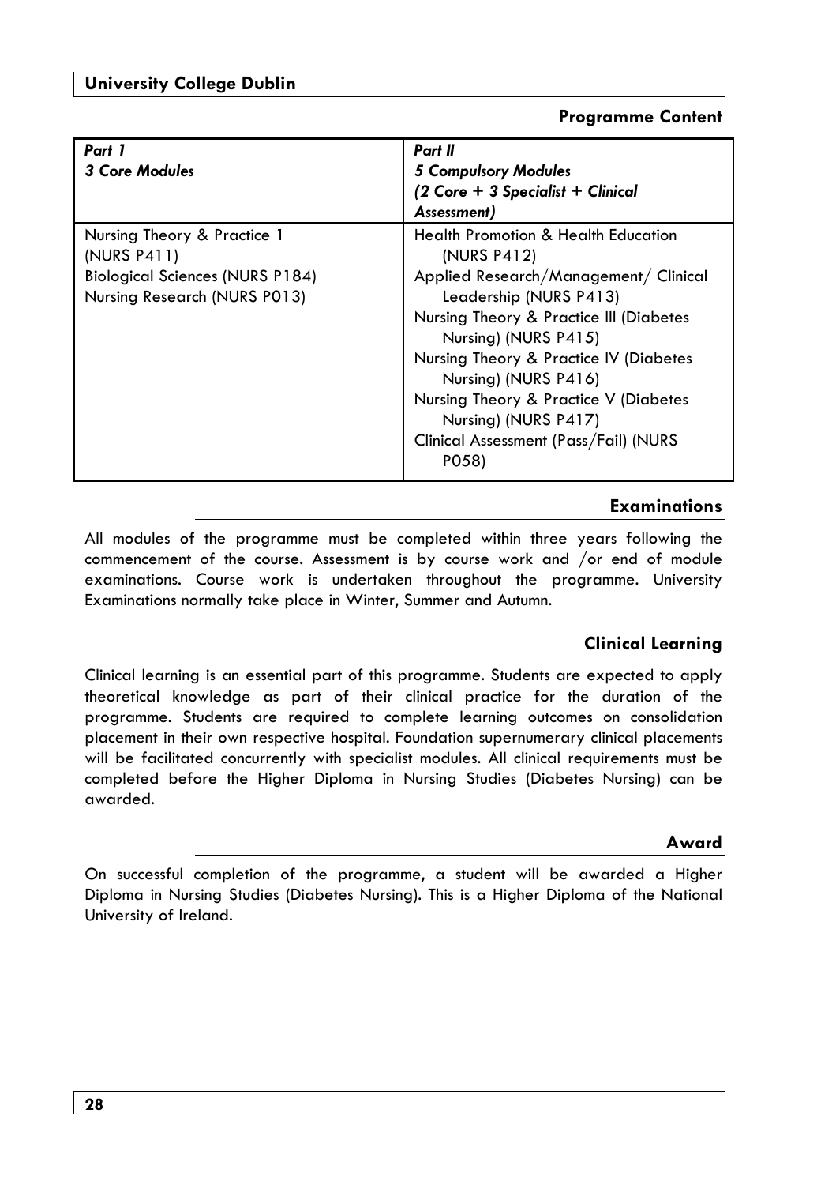## Programme Content

| *Part 1*<br>*3 Core Modules* | *Part II*<br>*5 Compulsory Modules*<br>*(2 Core + 3 Specialist + Clinical Assessment)* |
| --- | --- |
| Nursing Theory & Practice 1 (NURS P411)<br>Biological Sciences (NURS P184)<br>Nursing Research (NURS P013) | Health Promotion & Health Education (NURS P412)<br>Applied Research/Management/ Clinical Leadership (NURS P413)<br>Nursing Theory & Practice III (Diabetes Nursing) (NURS P415)<br>Nursing Theory & Practice IV (Diabetes Nursing) (NURS P416)<br>Nursing Theory & Practice V (Diabetes Nursing) (NURS P417)<br>Clinical Assessment (Pass/Fail) (NURS P058) |

## Examinations

All modules of the programme must be completed within three years following the commencement of the course. Assessment is by course work and /or end of module examinations. Course work is undertaken throughout the programme. University Examinations normally take place in Winter, Summer and Autumn.

## Clinical Learning

Clinical learning is an essential part of this programme. Students are expected to apply theoretical knowledge as part of their clinical practice for the duration of the programme. Students are required to complete learning outcomes on consolidation placement in their own respective hospital. Foundation supernumerary clinical placements will be facilitated concurrently with specialist modules. All clinical requirements must be completed before the Higher Diploma in Nursing Studies (Diabetes Nursing) can be awarded.

## Award

On successful completion of the programme, a student will be awarded a Higher Diploma in Nursing Studies (Diabetes Nursing). This is a Higher Diploma of the National University of Ireland.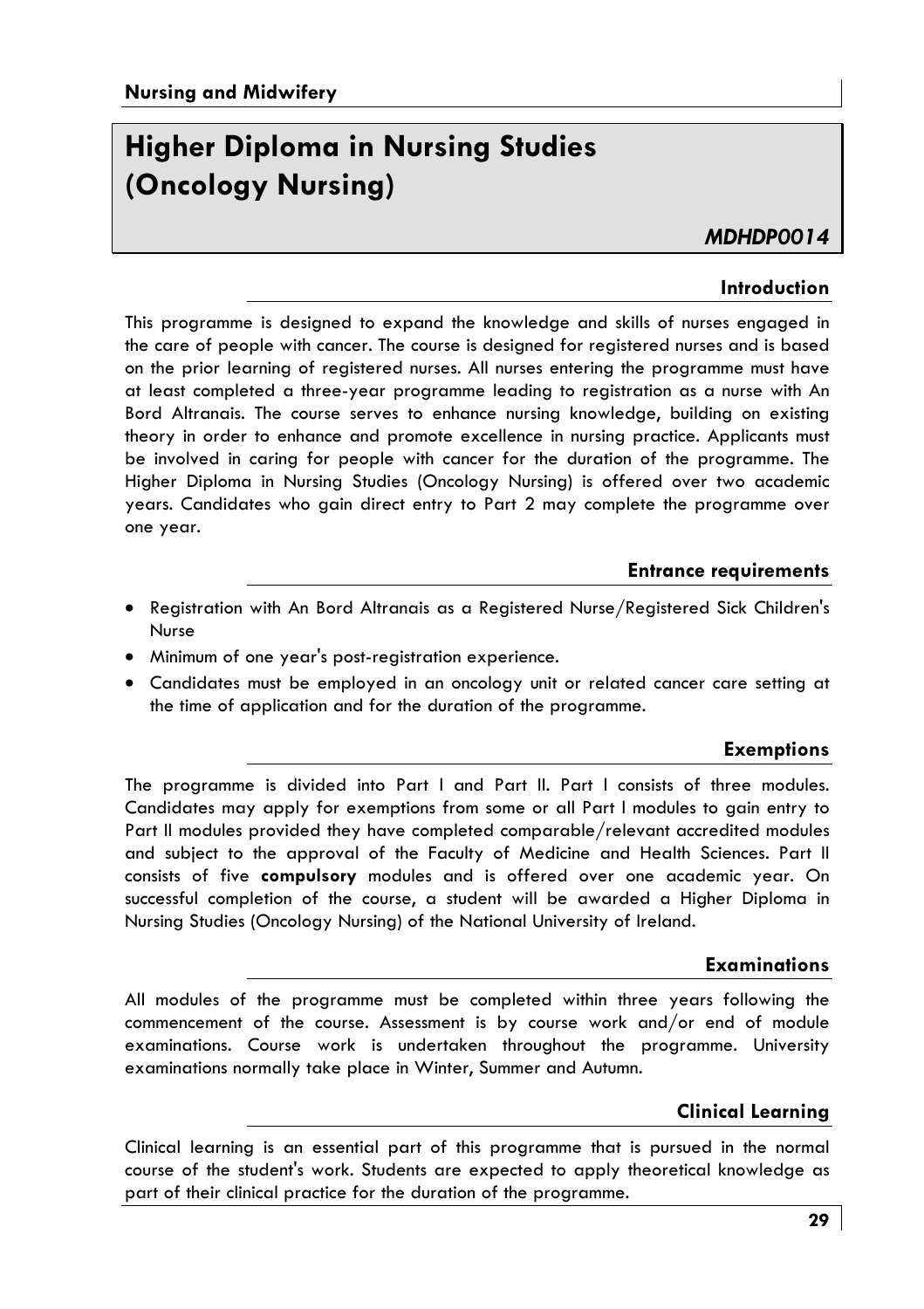# Higher Diploma in Nursing Studies (Oncology Nursing)

***MDHDP0014***

## Introduction

This programme is designed to expand the knowledge and skills of nurses engaged in the care of people with cancer. The course is designed for registered nurses and is based on the prior learning of registered nurses. All nurses entering the programme must have at least completed a three-year programme leading to registration as a nurse with An Bord Altranais. The course serves to enhance nursing knowledge, building on existing theory in order to enhance and promote excellence in nursing practice. Applicants must be involved in caring for people with cancer for the duration of the programme. The Higher Diploma in Nursing Studies (Oncology Nursing) is offered over two academic years. Candidates who gain direct entry to Part 2 may complete the programme over one year.

## Entrance requirements

- Registration with An Bord Altranais as a Registered Nurse/Registered Sick Children's Nurse
- Minimum of one year's post-registration experience.
- Candidates must be employed in an oncology unit or related cancer care setting at the time of application and for the duration of the programme.

## Exemptions

The programme is divided into Part I and Part II. Part I consists of three modules. Candidates may apply for exemptions from some or all Part I modules to gain entry to Part II modules provided they have completed comparable/relevant accredited modules and subject to the approval of the Faculty of Medicine and Health Sciences. Part II consists of five **compulsory** modules and is offered over one academic year. On successful completion of the course, a student will be awarded a Higher Diploma in Nursing Studies (Oncology Nursing) of the National University of Ireland.

## Examinations

All modules of the programme must be completed within three years following the commencement of the course. Assessment is by course work and/or end of module examinations. Course work is undertaken throughout the programme. University examinations normally take place in Winter, Summer and Autumn.

## Clinical Learning

Clinical learning is an essential part of this programme that is pursued in the normal course of the student's work. Students are expected to apply theoretical knowledge as part of their clinical practice for the duration of the programme.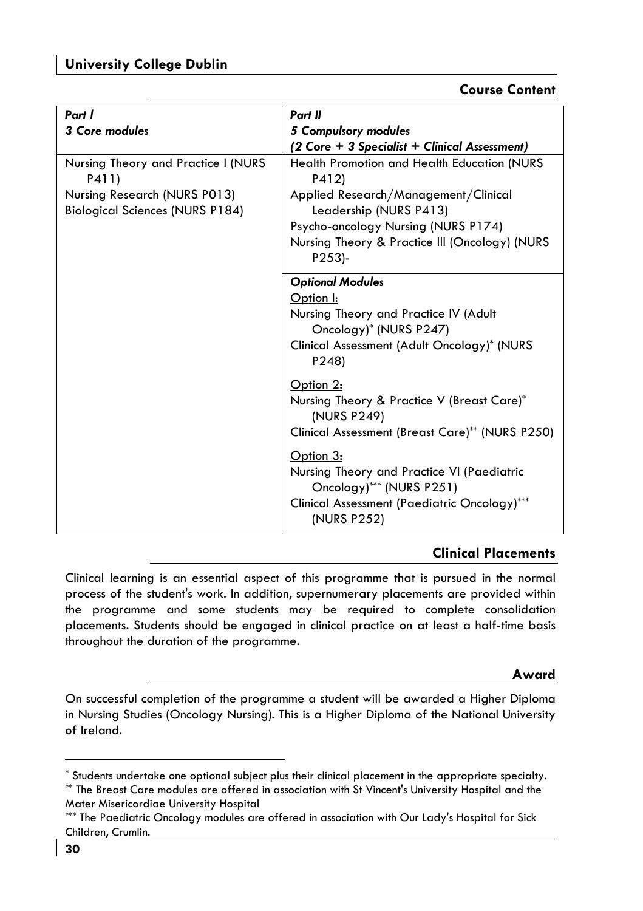## Course Content

| *Part I*<br>*3 Core modules* | *Part II*<br>*5 Compulsory modules*<br>*(2 Core + 3 Specialist + Clinical Assessment)* |
|---|---|
| Nursing Theory and Practice I (NURS P411)<br>Nursing Research (NURS P013)<br>Biological Sciences (NURS P184) | Health Promotion and Health Education (NURS P412)<br>Applied Research/Management/Clinical Leadership (NURS P413)<br>Psycho-oncology Nursing (NURS P174)<br>Nursing Theory & Practice III (Oncology) (NURS P253)- |
| | ***Optional Modules***<br><u>Option I:</u><br>Nursing Theory and Practice IV (Adult Oncology)* (NURS P247)<br>Clinical Assessment (Adult Oncology)* (NURS P248)<br><br><u>Option 2:</u><br>Nursing Theory & Practice V (Breast Care)* (NURS P249)<br>Clinical Assessment (Breast Care)** (NURS P250)<br><br><u>Option 3:</u><br>Nursing Theory and Practice VI (Paediatric Oncology)*** (NURS P251)<br>Clinical Assessment (Paediatric Oncology)*** (NURS P252) |

## Clinical Placements

Clinical learning is an essential aspect of this programme that is pursued in the normal process of the student's work. In addition, supernumerary placements are provided within the programme and some students may be required to complete consolidation placements. Students should be engaged in clinical practice on at least a half-time basis throughout the duration of the programme.

## Award

On successful completion of the programme a student will be awarded a Higher Diploma in Nursing Studies (Oncology Nursing). This is a Higher Diploma of the National University of Ireland.

---

* Students undertake one optional subject plus their clinical placement in the appropriate specialty.

** The Breast Care modules are offered in association with St Vincent's University Hospital and the Mater Misericordiae University Hospital

*** The Paediatric Oncology modules are offered in association with Our Lady's Hospital for Sick Children, Crumlin.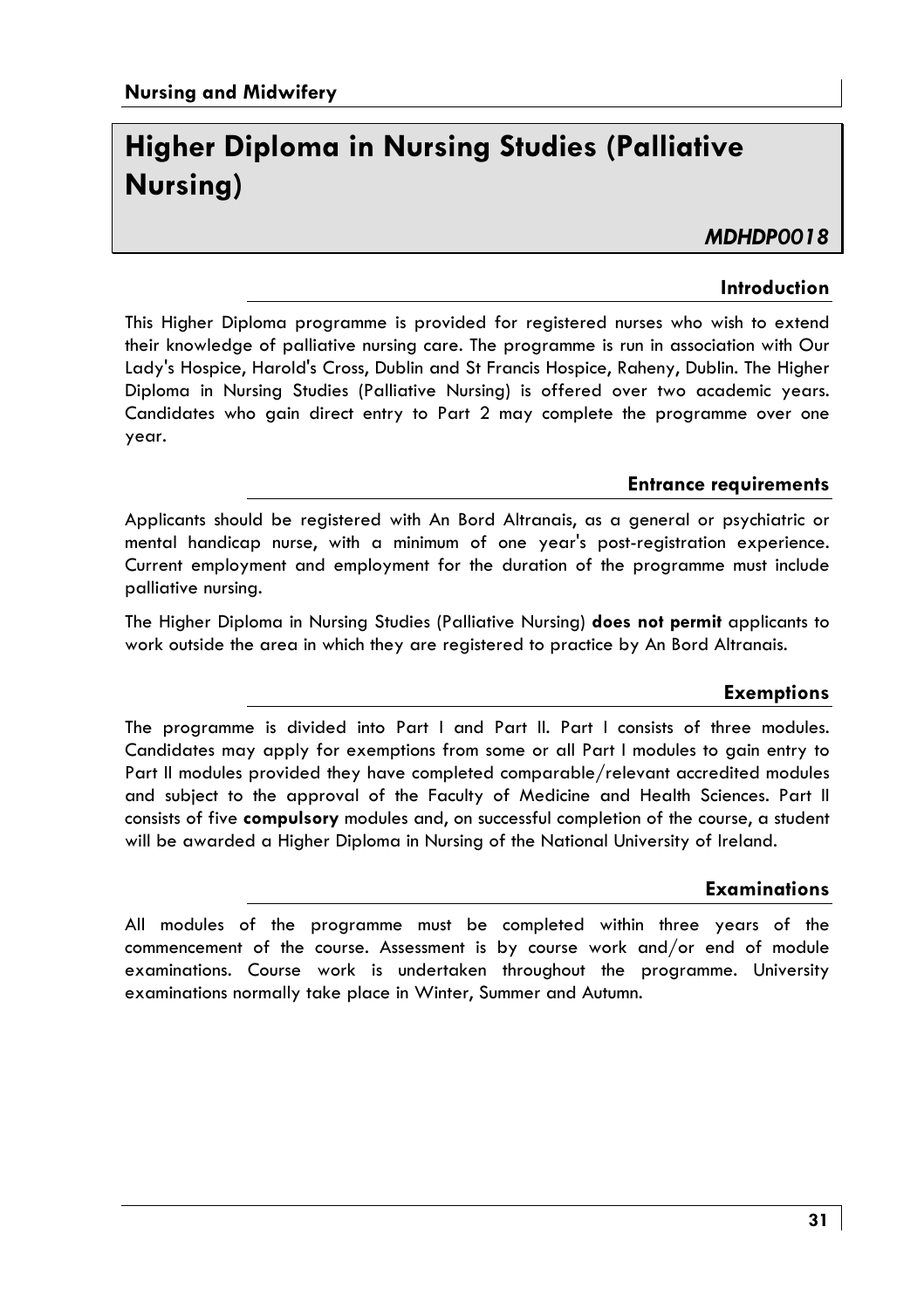# Higher Diploma in Nursing Studies (Palliative Nursing)

***MDHDP0018***

## Introduction

This Higher Diploma programme is provided for registered nurses who wish to extend their knowledge of palliative nursing care. The programme is run in association with Our Lady's Hospice, Harold's Cross, Dublin and St Francis Hospice, Raheny, Dublin. The Higher Diploma in Nursing Studies (Palliative Nursing) is offered over two academic years. Candidates who gain direct entry to Part 2 may complete the programme over one year.

## Entrance requirements

Applicants should be registered with An Bord Altranais, as a general or psychiatric or mental handicap nurse, with a minimum of one year's post-registration experience. Current employment and employment for the duration of the programme must include palliative nursing.

The Higher Diploma in Nursing Studies (Palliative Nursing) **does not permit** applicants to work outside the area in which they are registered to practice by An Bord Altranais.

## Exemptions

The programme is divided into Part I and Part II. Part I consists of three modules. Candidates may apply for exemptions from some or all Part I modules to gain entry to Part II modules provided they have completed comparable/relevant accredited modules and subject to the approval of the Faculty of Medicine and Health Sciences. Part II consists of five **compulsory** modules and, on successful completion of the course, a student will be awarded a Higher Diploma in Nursing of the National University of Ireland.

## Examinations

All modules of the programme must be completed within three years of the commencement of the course. Assessment is by course work and/or end of module examinations. Course work is undertaken throughout the programme. University examinations normally take place in Winter, Summer and Autumn.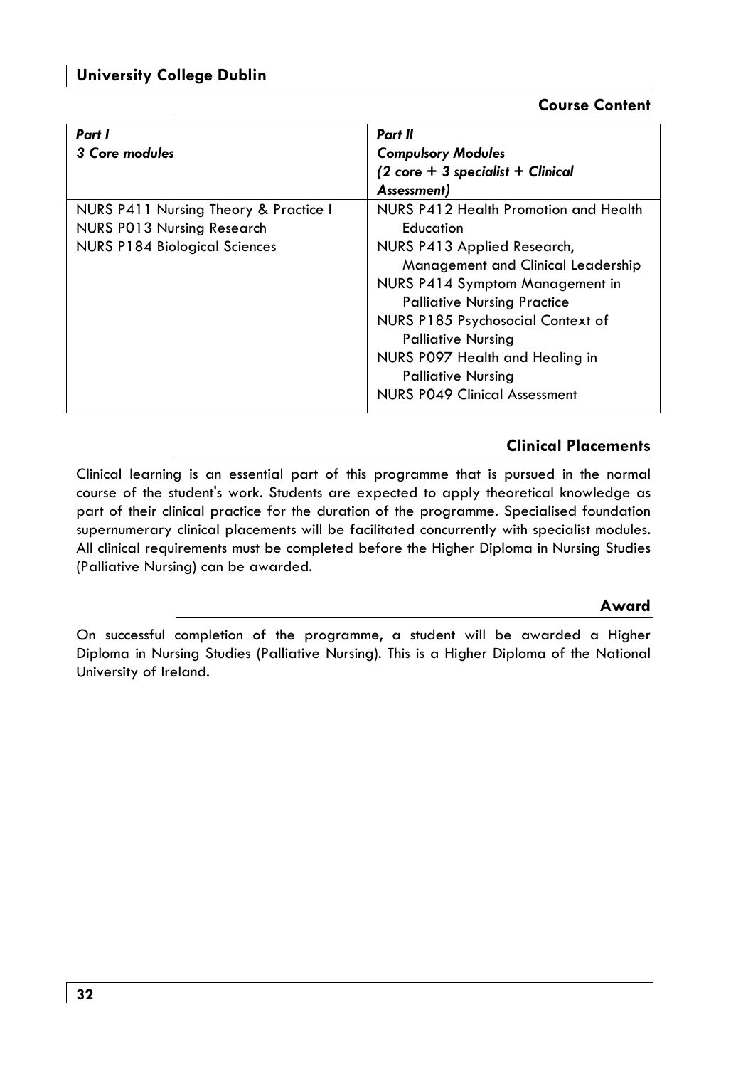## Course Content

| *Part I*<br>*3 Core modules* | *Part II*<br>*Compulsory Modules*<br>*(2 core + 3 specialist + Clinical Assessment)* |
|---|---|
| NURS P411 Nursing Theory & Practice I<br>NURS P013 Nursing Research<br>NURS P184 Biological Sciences | NURS P412 Health Promotion and Health Education<br>NURS P413 Applied Research, Management and Clinical Leadership<br>NURS P414 Symptom Management in Palliative Nursing Practice<br>NURS P185 Psychosocial Context of Palliative Nursing<br>NURS P097 Health and Healing in Palliative Nursing<br>NURS P049 Clinical Assessment |

## Clinical Placements

Clinical learning is an essential part of this programme that is pursued in the normal course of the student's work. Students are expected to apply theoretical knowledge as part of their clinical practice for the duration of the programme. Specialised foundation supernumerary clinical placements will be facilitated concurrently with specialist modules. All clinical requirements must be completed before the Higher Diploma in Nursing Studies (Palliative Nursing) can be awarded.

## Award

On successful completion of the programme, a student will be awarded a Higher Diploma in Nursing Studies (Palliative Nursing). This is a Higher Diploma of the National University of Ireland.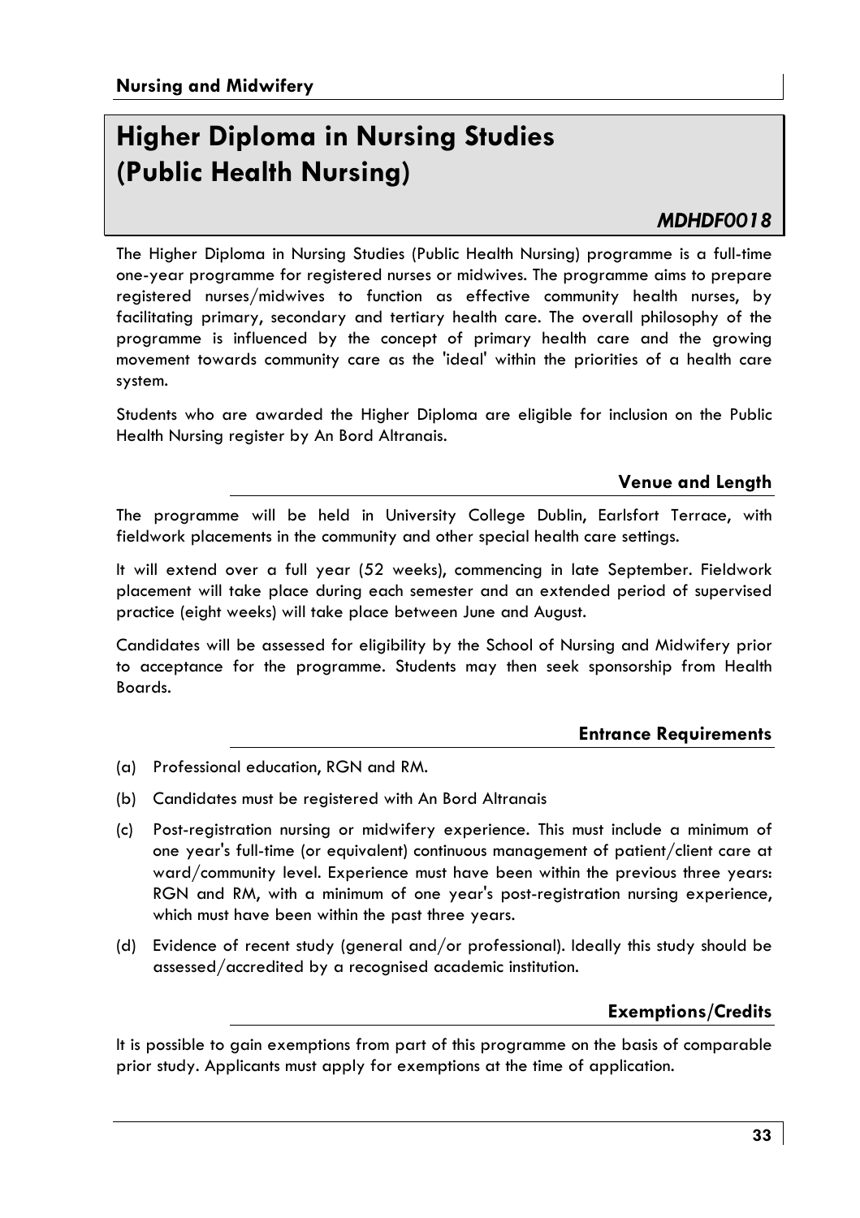# Higher Diploma in Nursing Studies (Public Health Nursing)

***MDHDF0018***

The Higher Diploma in Nursing Studies (Public Health Nursing) programme is a full-time one-year programme for registered nurses or midwives. The programme aims to prepare registered nurses/midwives to function as effective community health nurses, by facilitating primary, secondary and tertiary health care. The overall philosophy of the programme is influenced by the concept of primary health care and the growing movement towards community care as the 'ideal' within the priorities of a health care system.

Students who are awarded the Higher Diploma are eligible for inclusion on the Public Health Nursing register by An Bord Altranais.

## Venue and Length

The programme will be held in University College Dublin, Earlsfort Terrace, with fieldwork placements in the community and other special health care settings.

It will extend over a full year (52 weeks), commencing in late September. Fieldwork placement will take place during each semester and an extended period of supervised practice (eight weeks) will take place between June and August.

Candidates will be assessed for eligibility by the School of Nursing and Midwifery prior to acceptance for the programme. Students may then seek sponsorship from Health Boards.

## Entrance Requirements

(a) Professional education, RGN and RM.

(b) Candidates must be registered with An Bord Altranais

(c) Post-registration nursing or midwifery experience. This must include a minimum of one year's full-time (or equivalent) continuous management of patient/client care at ward/community level. Experience must have been within the previous three years: RGN and RM, with a minimum of one year's post-registration nursing experience, which must have been within the past three years.

(d) Evidence of recent study (general and/or professional). Ideally this study should be assessed/accredited by a recognised academic institution.

## Exemptions/Credits

It is possible to gain exemptions from part of this programme on the basis of comparable prior study. Applicants must apply for exemptions at the time of application.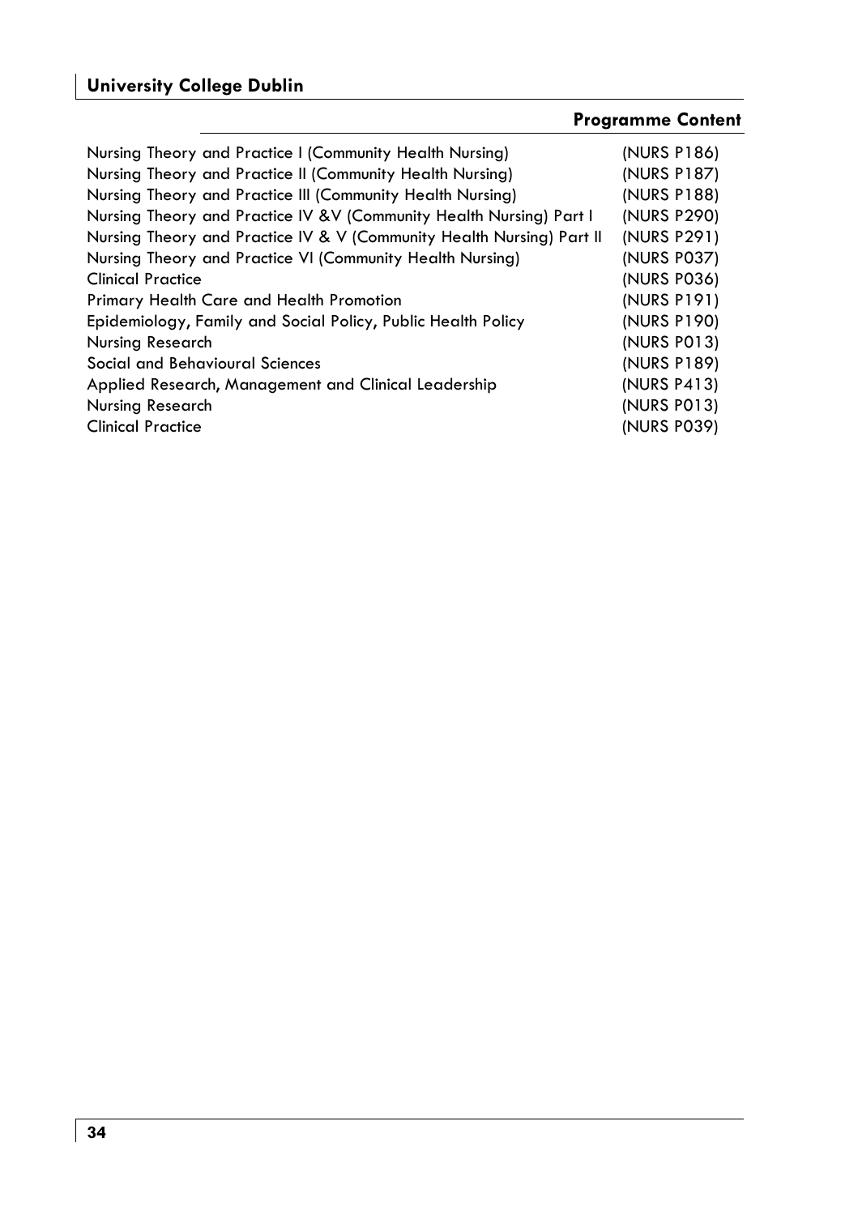## Programme Content

| | |
|---|---|
| Nursing Theory and Practice I (Community Health Nursing) | (NURS P186) |
| Nursing Theory and Practice II (Community Health Nursing) | (NURS P187) |
| Nursing Theory and Practice III (Community Health Nursing) | (NURS P188) |
| Nursing Theory and Practice IV &V (Community Health Nursing) Part I | (NURS P290) |
| Nursing Theory and Practice IV & V (Community Health Nursing) Part II | (NURS P291) |
| Nursing Theory and Practice VI (Community Health Nursing) | (NURS P037) |
| Clinical Practice | (NURS P036) |
| Primary Health Care and Health Promotion | (NURS P191) |
| Epidemiology, Family and Social Policy, Public Health Policy | (NURS P190) |
| Nursing Research | (NURS P013) |
| Social and Behavioural Sciences | (NURS P189) |
| Applied Research, Management and Clinical Leadership | (NURS P413) |
| Nursing Research | (NURS P013) |
| Clinical Practice | (NURS P039) |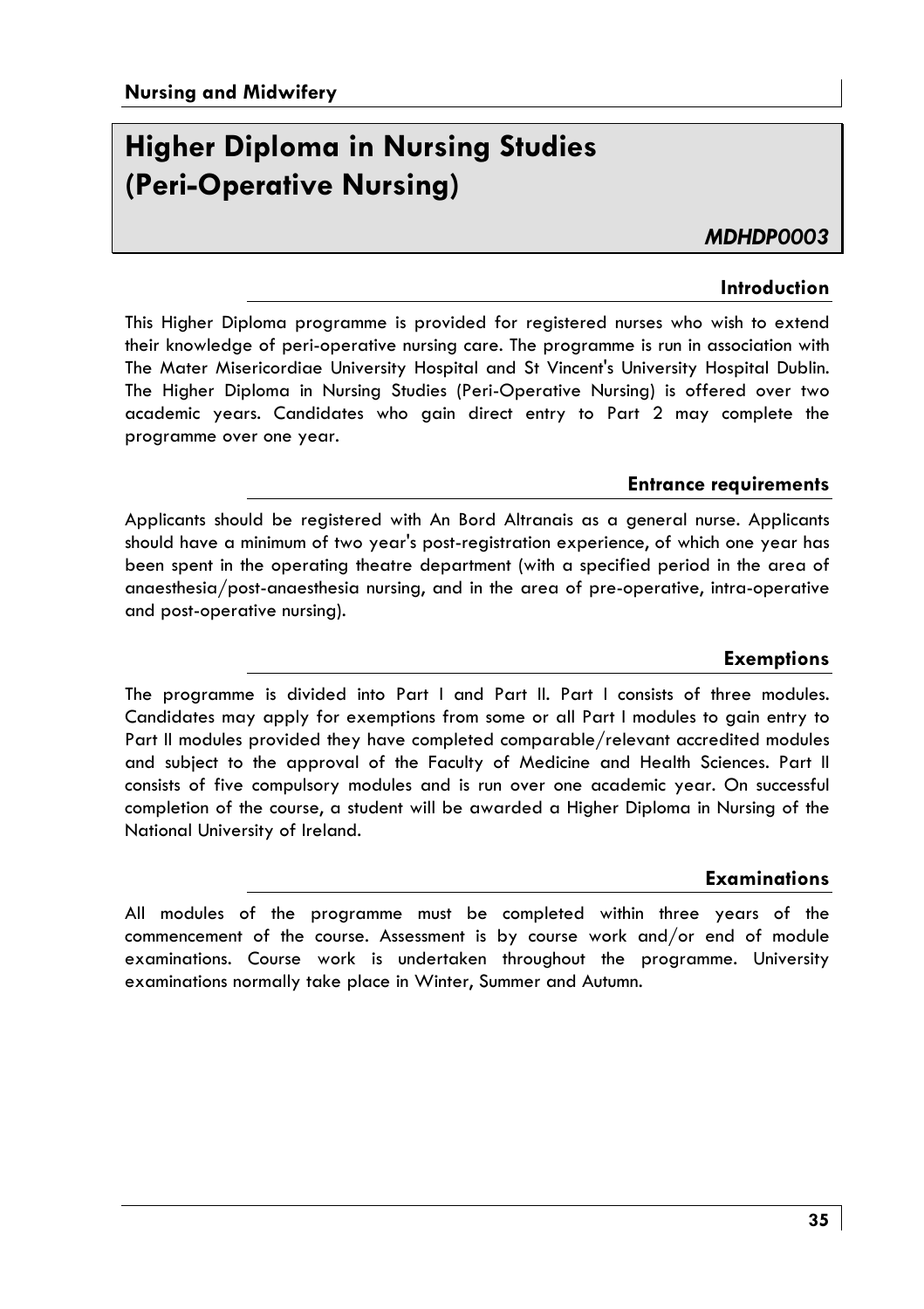# Higher Diploma in Nursing Studies (Peri-Operative Nursing)

***MDHDP0003***

## Introduction

This Higher Diploma programme is provided for registered nurses who wish to extend their knowledge of peri-operative nursing care. The programme is run in association with The Mater Misericordiae University Hospital and St Vincent's University Hospital Dublin. The Higher Diploma in Nursing Studies (Peri-Operative Nursing) is offered over two academic years. Candidates who gain direct entry to Part 2 may complete the programme over one year.

## Entrance requirements

Applicants should be registered with An Bord Altranais as a general nurse. Applicants should have a minimum of two year's post-registration experience, of which one year has been spent in the operating theatre department (with a specified period in the area of anaesthesia/post-anaesthesia nursing, and in the area of pre-operative, intra-operative and post-operative nursing).

## Exemptions

The programme is divided into Part I and Part II. Part I consists of three modules. Candidates may apply for exemptions from some or all Part I modules to gain entry to Part II modules provided they have completed comparable/relevant accredited modules and subject to the approval of the Faculty of Medicine and Health Sciences. Part II consists of five compulsory modules and is run over one academic year. On successful completion of the course, a student will be awarded a Higher Diploma in Nursing of the National University of Ireland.

## Examinations

All modules of the programme must be completed within three years of the commencement of the course. Assessment is by course work and/or end of module examinations. Course work is undertaken throughout the programme. University examinations normally take place in Winter, Summer and Autumn.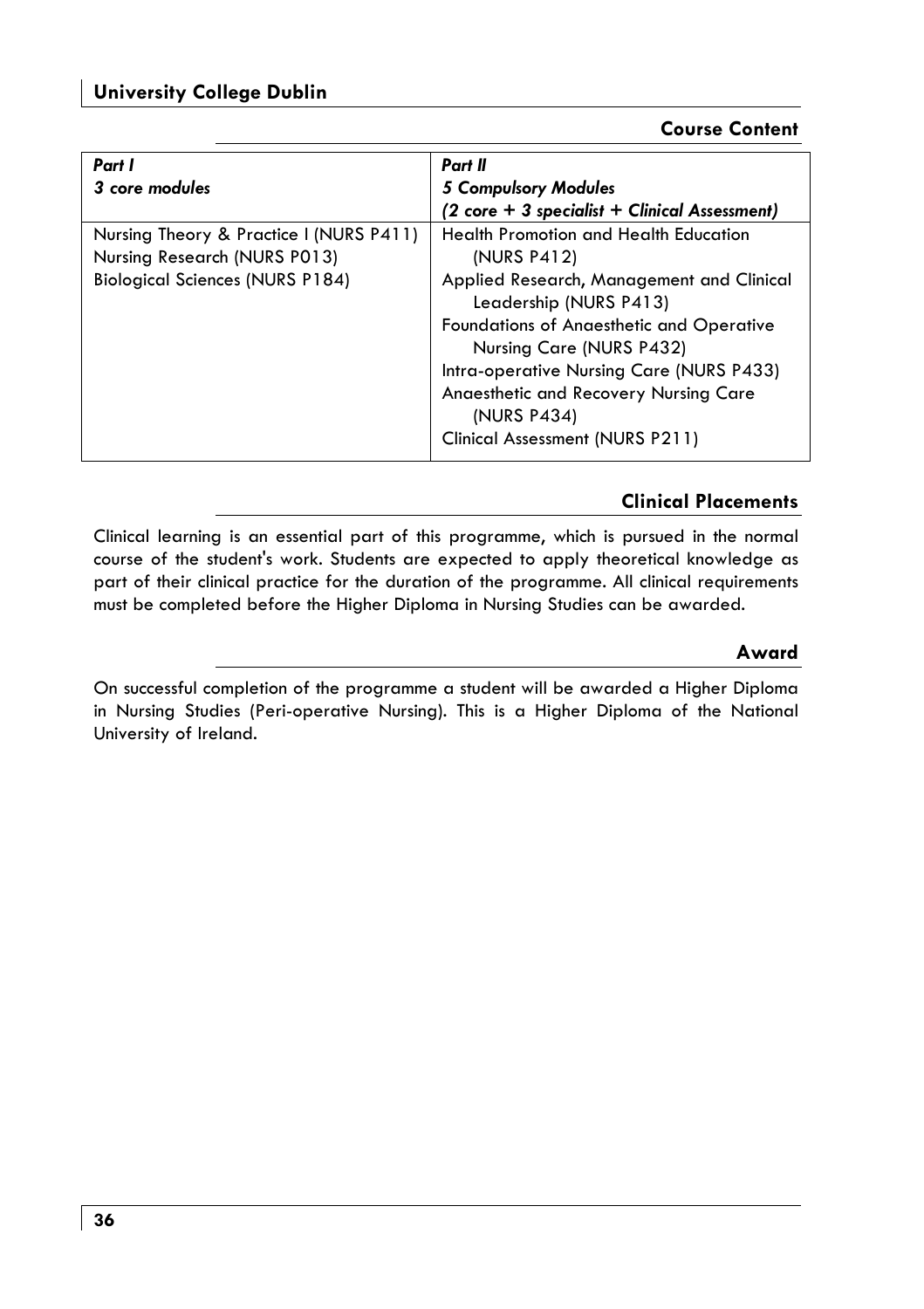## Course Content

| *Part I* *3 core modules* | *Part II* *5 Compulsory Modules* *(2 core + 3 specialist + Clinical Assessment)* |
|---|---|
| Nursing Theory & Practice I (NURS P411) | Health Promotion and Health Education (NURS P412) |
| Nursing Research (NURS P013) | Applied Research, Management and Clinical Leadership (NURS P413) |
| Biological Sciences (NURS P184) | Foundations of Anaesthetic and Operative Nursing Care (NURS P432) |
| | Intra-operative Nursing Care (NURS P433) |
| | Anaesthetic and Recovery Nursing Care (NURS P434) |
| | Clinical Assessment (NURS P211) |

## Clinical Placements

Clinical learning is an essential part of this programme, which is pursued in the normal course of the student's work. Students are expected to apply theoretical knowledge as part of their clinical practice for the duration of the programme. All clinical requirements must be completed before the Higher Diploma in Nursing Studies can be awarded.

## Award

On successful completion of the programme a student will be awarded a Higher Diploma in Nursing Studies (Peri-operative Nursing). This is a Higher Diploma of the National University of Ireland.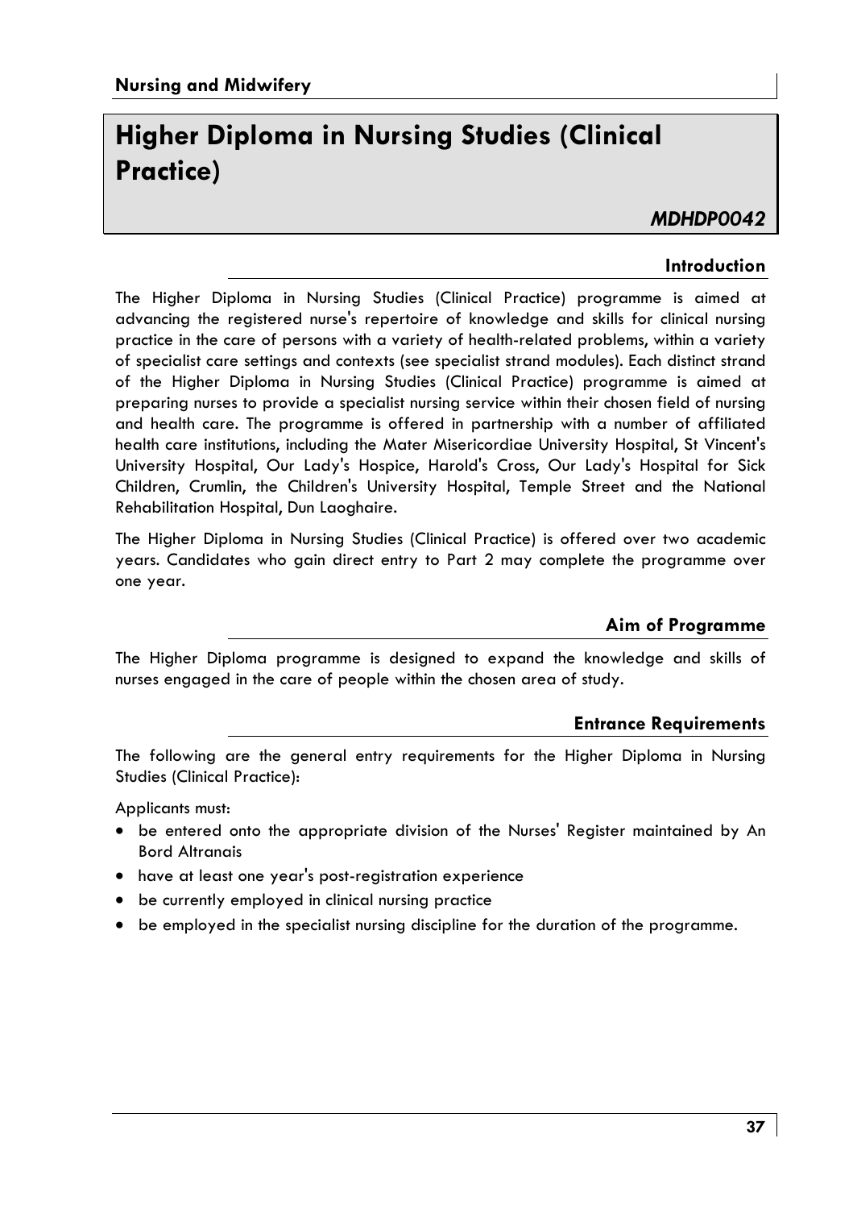# Higher Diploma in Nursing Studies (Clinical Practice)

***MDHDP0042***

## Introduction

The Higher Diploma in Nursing Studies (Clinical Practice) programme is aimed at advancing the registered nurse's repertoire of knowledge and skills for clinical nursing practice in the care of persons with a variety of health-related problems, within a variety of specialist care settings and contexts (see specialist strand modules). Each distinct strand of the Higher Diploma in Nursing Studies (Clinical Practice) programme is aimed at preparing nurses to provide a specialist nursing service within their chosen field of nursing and health care. The programme is offered in partnership with a number of affiliated health care institutions, including the Mater Misericordiae University Hospital, St Vincent's University Hospital, Our Lady's Hospice, Harold's Cross, Our Lady's Hospital for Sick Children, Crumlin, the Children's University Hospital, Temple Street and the National Rehabilitation Hospital, Dun Laoghaire.

The Higher Diploma in Nursing Studies (Clinical Practice) is offered over two academic years. Candidates who gain direct entry to Part 2 may complete the programme over one year.

## Aim of Programme

The Higher Diploma programme is designed to expand the knowledge and skills of nurses engaged in the care of people within the chosen area of study.

## Entrance Requirements

The following are the general entry requirements for the Higher Diploma in Nursing Studies (Clinical Practice):

Applicants must:

- be entered onto the appropriate division of the Nurses' Register maintained by An Bord Altranais
- have at least one year's post-registration experience
- be currently employed in clinical nursing practice
- be employed in the specialist nursing discipline for the duration of the programme.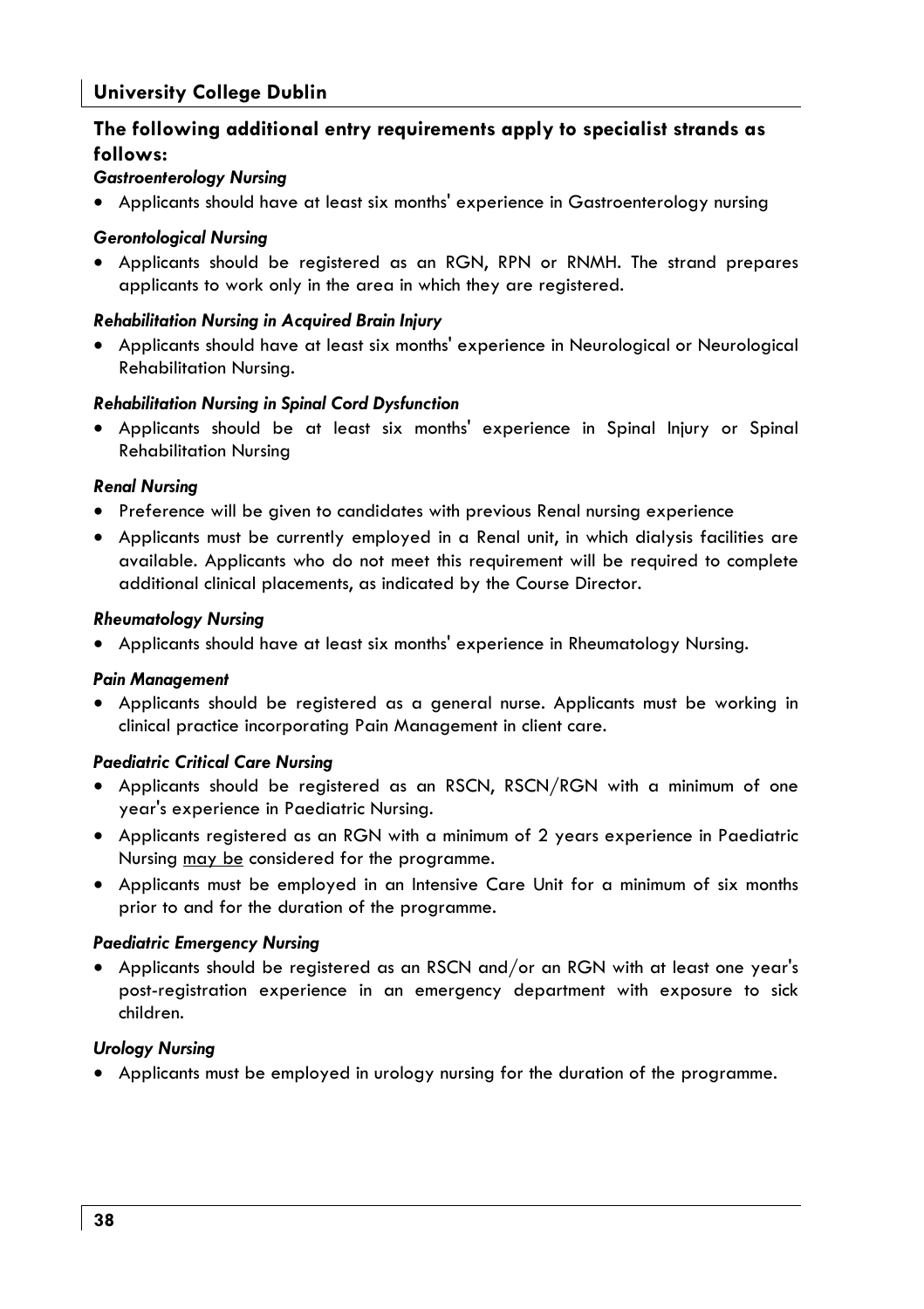### The following additional entry requirements apply to specialist strands as follows:

***Gastroenterology Nursing***

- Applicants should have at least six months' experience in Gastroenterology nursing

***Gerontological Nursing***

- Applicants should be registered as an RGN, RPN or RNMH. The strand prepares applicants to work only in the area in which they are registered.

***Rehabilitation Nursing in Acquired Brain Injury***

- Applicants should have at least six months' experience in Neurological or Neurological Rehabilitation Nursing.

***Rehabilitation Nursing in Spinal Cord Dysfunction***

- Applicants should be at least six months' experience in Spinal Injury or Spinal Rehabilitation Nursing

***Renal Nursing***

- Preference will be given to candidates with previous Renal nursing experience
- Applicants must be currently employed in a Renal unit, in which dialysis facilities are available. Applicants who do not meet this requirement will be required to complete additional clinical placements, as indicated by the Course Director.

***Rheumatology Nursing***

- Applicants should have at least six months' experience in Rheumatology Nursing.

***Pain Management***

- Applicants should be registered as a general nurse. Applicants must be working in clinical practice incorporating Pain Management in client care.

***Paediatric Critical Care Nursing***

- Applicants should be registered as an RSCN, RSCN/RGN with a minimum of one year's experience in Paediatric Nursing.
- Applicants registered as an RGN with a minimum of 2 years experience in Paediatric Nursing <u>may be</u> considered for the programme.
- Applicants must be employed in an Intensive Care Unit for a minimum of six months prior to and for the duration of the programme.

***Paediatric Emergency Nursing***

- Applicants should be registered as an RSCN and/or an RGN with at least one year's post-registration experience in an emergency department with exposure to sick children.

***Urology Nursing***

- Applicants must be employed in urology nursing for the duration of the programme.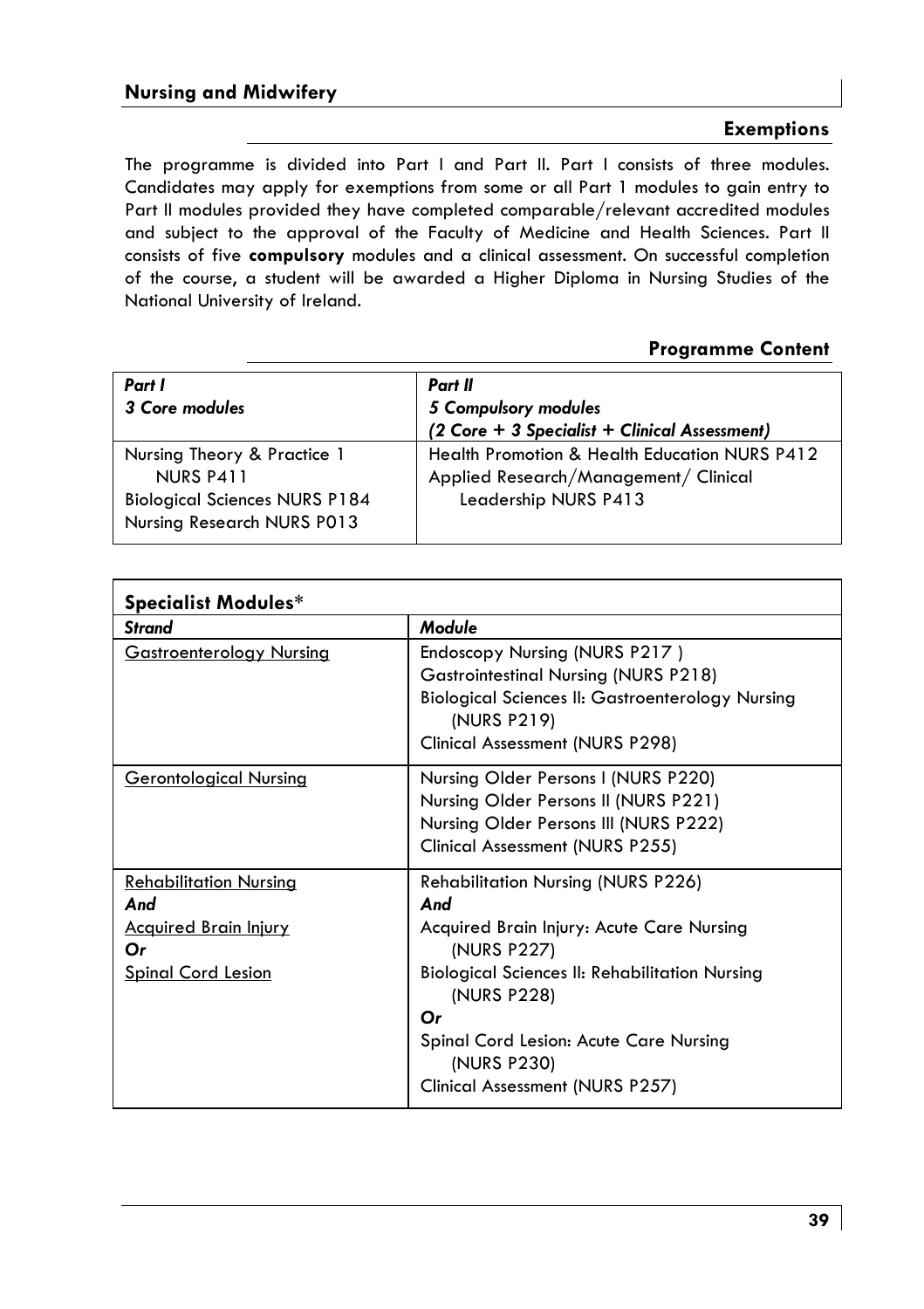## Nursing and Midwifery

### Exemptions

The programme is divided into Part I and Part II. Part I consists of three modules. Candidates may apply for exemptions from some or all Part 1 modules to gain entry to Part II modules provided they have completed comparable/relevant accredited modules and subject to the approval of the Faculty of Medicine and Health Sciences. Part II consists of five **compulsory** modules and a clinical assessment. On successful completion of the course, a student will be awarded a Higher Diploma in Nursing Studies of the National University of Ireland.

### Programme Content

| ***Part I***<br>***3 Core modules*** | ***Part II***<br>***5 Compulsory modules***<br>***(2 Core + 3 Specialist + Clinical Assessment)*** |
|---|---|
| Nursing Theory & Practice 1 NURS P411<br>Biological Sciences NURS P184<br>Nursing Research NURS P013 | Health Promotion & Health Education NURS P412<br>Applied Research/Management/ Clinical Leadership NURS P413 |

| **Specialist Modules*** | |
|---|---|
| ***Strand*** | ***Module*** |
| Gastroenterology Nursing | Endoscopy Nursing (NURS P217 )<br>Gastrointestinal Nursing (NURS P218)<br>Biological Sciences II: Gastroenterology Nursing (NURS P219)<br>Clinical Assessment (NURS P298) |
| Gerontological Nursing | Nursing Older Persons I (NURS P220)<br>Nursing Older Persons II (NURS P221)<br>Nursing Older Persons III (NURS P222)<br>Clinical Assessment (NURS P255) |
| Rehabilitation Nursing<br>***And***<br>Acquired Brain Injury<br>***Or***<br>Spinal Cord Lesion | Rehabilitation Nursing (NURS P226)<br>***And***<br>Acquired Brain Injury: Acute Care Nursing (NURS P227)<br>Biological Sciences II: Rehabilitation Nursing (NURS P228)<br>***Or***<br>Spinal Cord Lesion: Acute Care Nursing (NURS P230)<br>Clinical Assessment (NURS P257) |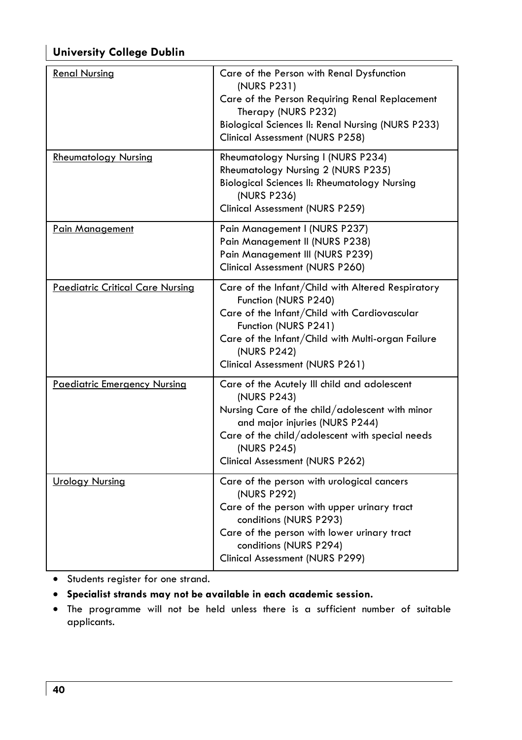| | |
|---|---|
| Renal Nursing | Care of the Person with Renal Dysfunction (NURS P231)<br>Care of the Person Requiring Renal Replacement Therapy (NURS P232)<br>Biological Sciences II: Renal Nursing (NURS P233)<br>Clinical Assessment (NURS P258) |
| Rheumatology Nursing | Rheumatology Nursing I (NURS P234)<br>Rheumatology Nursing 2 (NURS P235)<br>Biological Sciences II: Rheumatology Nursing (NURS P236)<br>Clinical Assessment (NURS P259) |
| Pain Management | Pain Management I (NURS P237)<br>Pain Management II (NURS P238)<br>Pain Management III (NURS P239)<br>Clinical Assessment (NURS P260) |
| Paediatric Critical Care Nursing | Care of the Infant/Child with Altered Respiratory Function (NURS P240)<br>Care of the Infant/Child with Cardiovascular Function (NURS P241)<br>Care of the Infant/Child with Multi-organ Failure (NURS P242)<br>Clinical Assessment (NURS P261) |
| Paediatric Emergency Nursing | Care of the Acutely Ill child and adolescent (NURS P243)<br>Nursing Care of the child/adolescent with minor and major injuries (NURS P244)<br>Care of the child/adolescent with special needs (NURS P245)<br>Clinical Assessment (NURS P262) |
| Urology Nursing | Care of the person with urological cancers (NURS P292)<br>Care of the person with upper urinary tract conditions (NURS P293)<br>Care of the person with lower urinary tract conditions (NURS P294)<br>Clinical Assessment (NURS P299) |

- Students register for one strand.
- **Specialist strands may not be available in each academic session.**
- The programme will not be held unless there is a sufficient number of suitable applicants.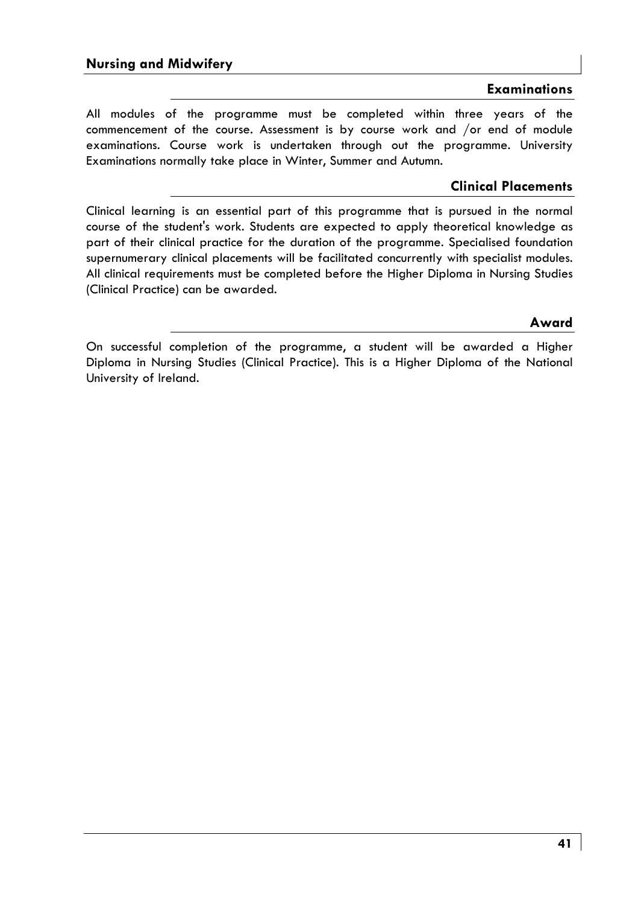## Examinations

All modules of the programme must be completed within three years of the commencement of the course. Assessment is by course work and /or end of module examinations. Course work is undertaken through out the programme. University Examinations normally take place in Winter, Summer and Autumn.

## Clinical Placements

Clinical learning is an essential part of this programme that is pursued in the normal course of the student's work. Students are expected to apply theoretical knowledge as part of their clinical practice for the duration of the programme. Specialised foundation supernumerary clinical placements will be facilitated concurrently with specialist modules. All clinical requirements must be completed before the Higher Diploma in Nursing Studies (Clinical Practice) can be awarded.

## Award

On successful completion of the programme, a student will be awarded a Higher Diploma in Nursing Studies (Clinical Practice). This is a Higher Diploma of the National University of Ireland.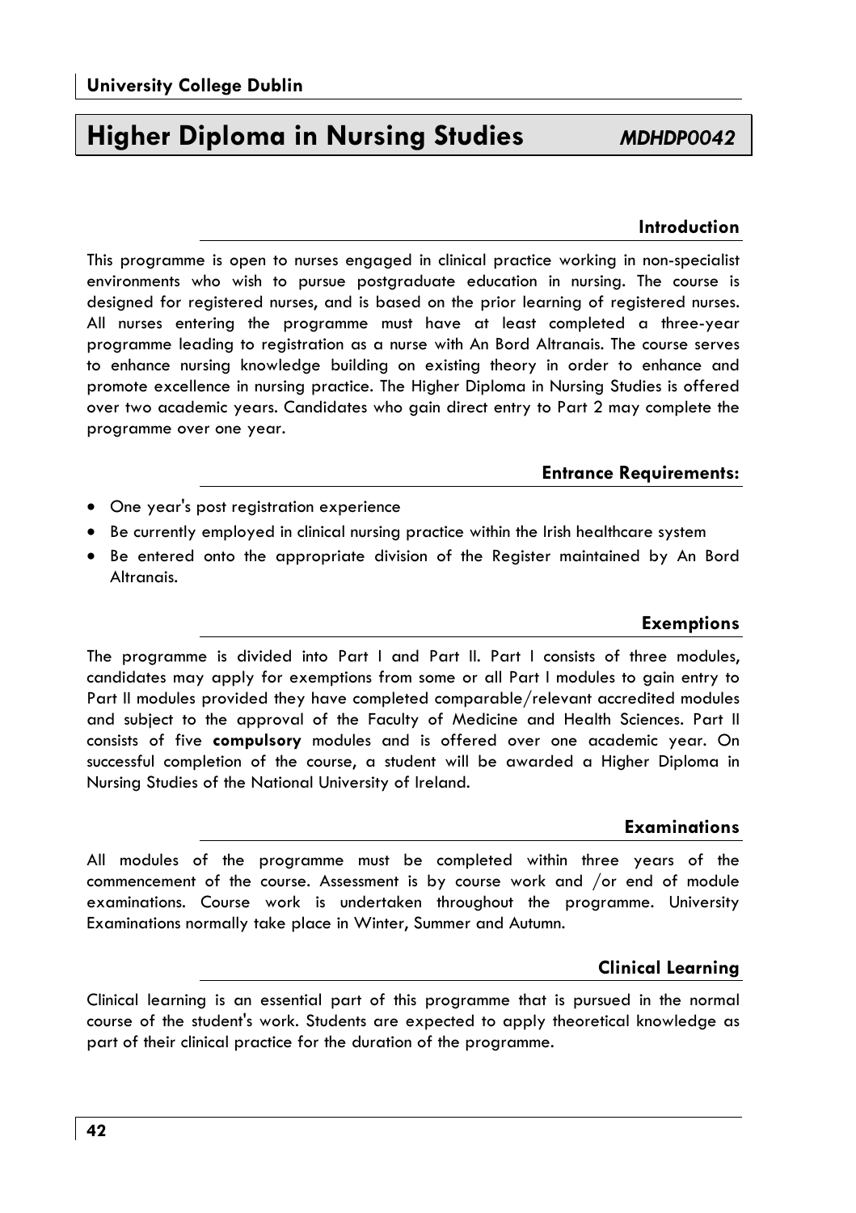**University College Dublin**

# Higher Diploma in Nursing Studies *MDHDP0042*

## Introduction

This programme is open to nurses engaged in clinical practice working in non-specialist environments who wish to pursue postgraduate education in nursing. The course is designed for registered nurses, and is based on the prior learning of registered nurses. All nurses entering the programme must have at least completed a three-year programme leading to registration as a nurse with An Bord Altranais. The course serves to enhance nursing knowledge building on existing theory in order to enhance and promote excellence in nursing practice. The Higher Diploma in Nursing Studies is offered over two academic years. Candidates who gain direct entry to Part 2 may complete the programme over one year.

## Entrance Requirements:

- One year's post registration experience
- Be currently employed in clinical nursing practice within the Irish healthcare system
- Be entered onto the appropriate division of the Register maintained by An Bord Altranais.

## Exemptions

The programme is divided into Part I and Part II. Part I consists of three modules, candidates may apply for exemptions from some or all Part I modules to gain entry to Part II modules provided they have completed comparable/relevant accredited modules and subject to the approval of the Faculty of Medicine and Health Sciences. Part II consists of five **compulsory** modules and is offered over one academic year. On successful completion of the course, a student will be awarded a Higher Diploma in Nursing Studies of the National University of Ireland.

## Examinations

All modules of the programme must be completed within three years of the commencement of the course. Assessment is by course work and /or end of module examinations. Course work is undertaken throughout the programme. University Examinations normally take place in Winter, Summer and Autumn.

## Clinical Learning

Clinical learning is an essential part of this programme that is pursued in the normal course of the student's work. Students are expected to apply theoretical knowledge as part of their clinical practice for the duration of the programme.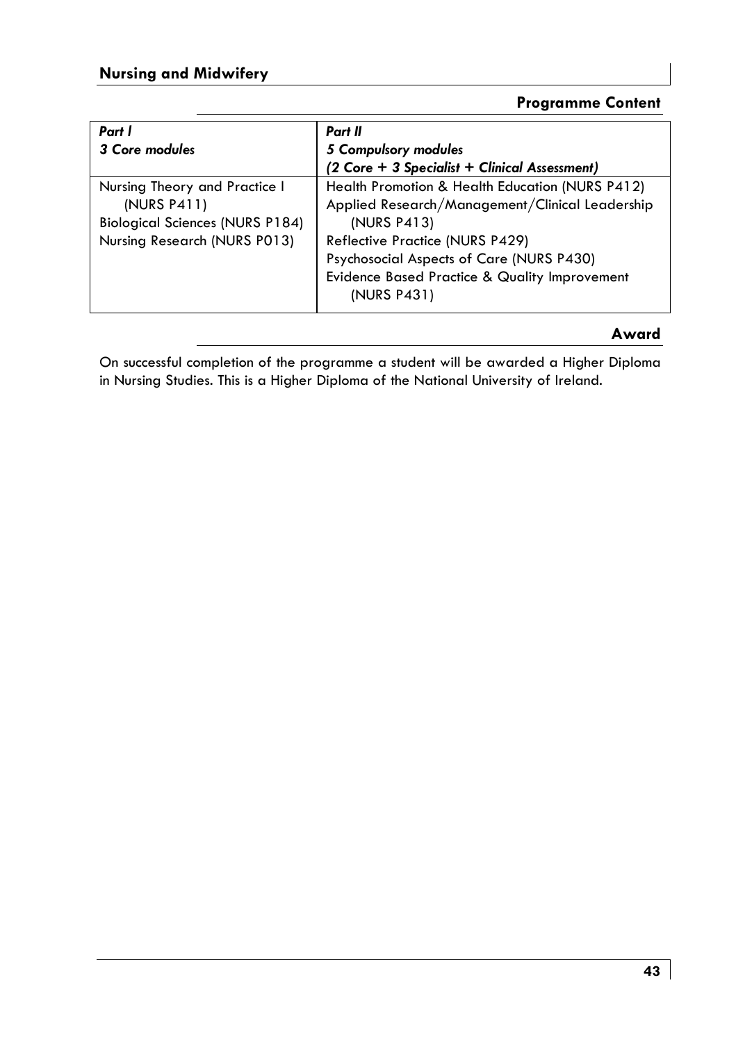## Programme Content

| *Part I*<br>*3 Core modules* | *Part II*<br>*5 Compulsory modules*<br>*(2 Core + 3 Specialist + Clinical Assessment)* |
|---|---|
| Nursing Theory and Practice I (NURS P411)<br>Biological Sciences (NURS P184)<br>Nursing Research (NURS P013) | Health Promotion & Health Education (NURS P412)<br>Applied Research/Management/Clinical Leadership (NURS P413)<br>Reflective Practice (NURS P429)<br>Psychosocial Aspects of Care (NURS P430)<br>Evidence Based Practice & Quality Improvement (NURS P431) |

## Award

On successful completion of the programme a student will be awarded a Higher Diploma in Nursing Studies. This is a Higher Diploma of the National University of Ireland.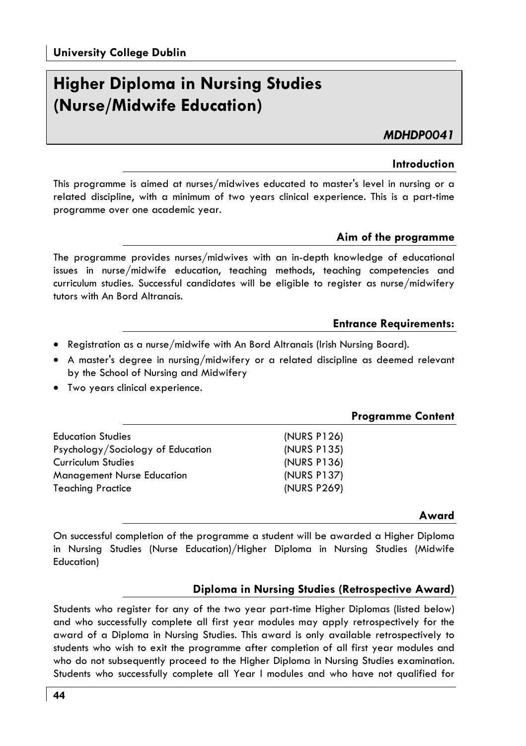## Higher Diploma in Nursing Studies (Nurse/Midwife Education)

***MDHDP0041***

### Introduction

This programme is aimed at nurses/midwives educated to master's level in nursing or a related discipline, with a minimum of two years clinical experience. This is a part-time programme over one academic year.

### Aim of the programme

The programme provides nurses/midwives with an in-depth knowledge of educational issues in nurse/midwife education, teaching methods, teaching competencies and curriculum studies. Successful candidates will be eligible to register as nurse/midwifery tutors with An Bord Altranais.

### Entrance Requirements:

- Registration as a nurse/midwife with An Bord Altranais (Irish Nursing Board).
- A master's degree in nursing/midwifery or a related discipline as deemed relevant by the School of Nursing and Midwifery
- Two years clinical experience.

### Programme Content

| | |
|---|---|
| Education Studies | (NURS P126) |
| Psychology/Sociology of Education | (NURS P135) |
| Curriculum Studies | (NURS P136) |
| Management Nurse Education | (NURS P137) |
| Teaching Practice | (NURS P269) |

### Award

On successful completion of the programme a student will be awarded a Higher Diploma in Nursing Studies (Nurse Education)/Higher Diploma in Nursing Studies (Midwife Education)

### Diploma in Nursing Studies (Retrospective Award)

Students who register for any of the two year part-time Higher Diplomas (listed below) and who successfully complete all first year modules may apply retrospectively for the award of a Diploma in Nursing Studies. This award is only available retrospectively to students who wish to exit the programme after completion of all first year modules and who do not subsequently proceed to the Higher Diploma in Nursing Studies examination. Students who successfully complete all Year I modules and who have not qualified for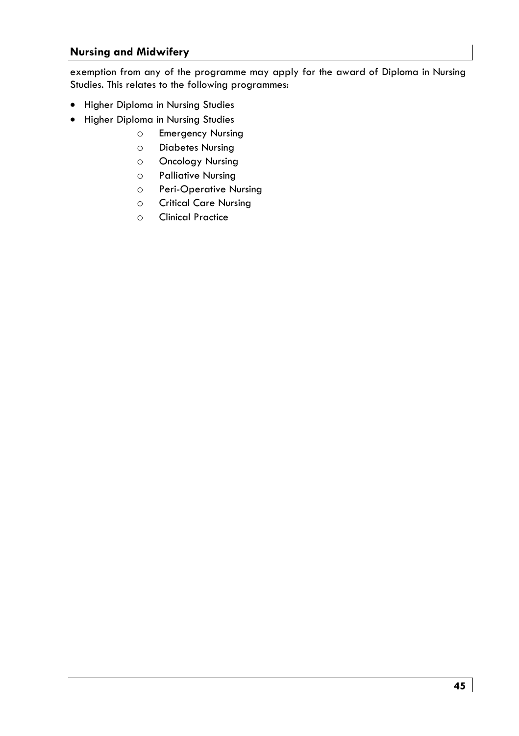exemption from any of the programme may apply for the award of Diploma in Nursing Studies. This relates to the following programmes:

- Higher Diploma in Nursing Studies
- Higher Diploma in Nursing Studies
    - Emergency Nursing
    - Diabetes Nursing
    - Oncology Nursing
    - Palliative Nursing
    - Peri-Operative Nursing
    - Critical Care Nursing
    - Clinical Practice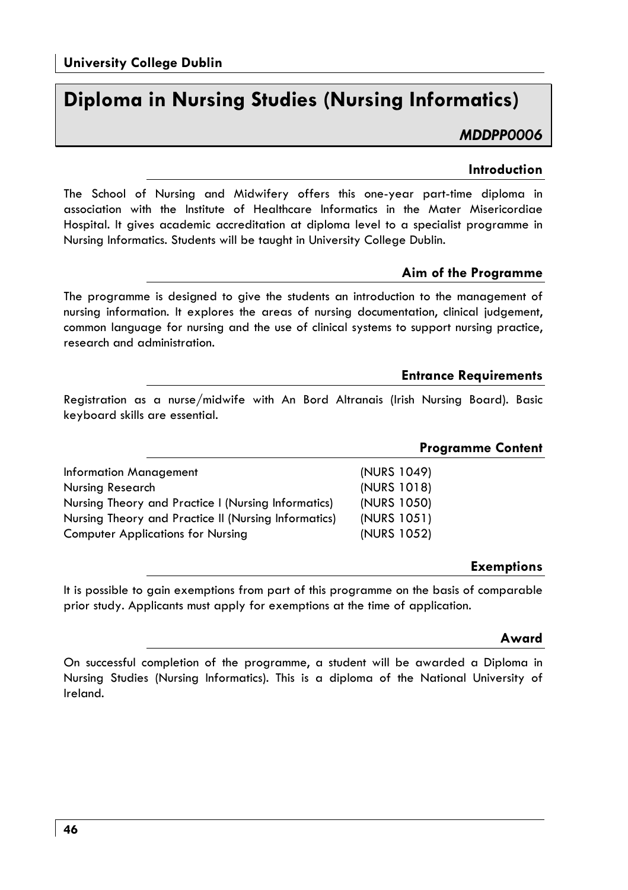University College Dublin

# Diploma in Nursing Studies (Nursing Informatics)

*MDDPP0006*

## Introduction

The School of Nursing and Midwifery offers this one-year part-time diploma in association with the Institute of Healthcare Informatics in the Mater Misericordiae Hospital. It gives academic accreditation at diploma level to a specialist programme in Nursing Informatics. Students will be taught in University College Dublin.

## Aim of the Programme

The programme is designed to give the students an introduction to the management of nursing information. It explores the areas of nursing documentation, clinical judgement, common language for nursing and the use of clinical systems to support nursing practice, research and administration.

## Entrance Requirements

Registration as a nurse/midwife with An Bord Altranais (Irish Nursing Board). Basic keyboard skills are essential.

## Programme Content

| | |
|---|---|
| Information Management | (NURS 1049) |
| Nursing Research | (NURS 1018) |
| Nursing Theory and Practice I (Nursing Informatics) | (NURS 1050) |
| Nursing Theory and Practice II (Nursing Informatics) | (NURS 1051) |
| Computer Applications for Nursing | (NURS 1052) |

## Exemptions

It is possible to gain exemptions from part of this programme on the basis of comparable prior study. Applicants must apply for exemptions at the time of application.

## Award

On successful completion of the programme, a student will be awarded a Diploma in Nursing Studies (Nursing Informatics). This is a diploma of the National University of Ireland.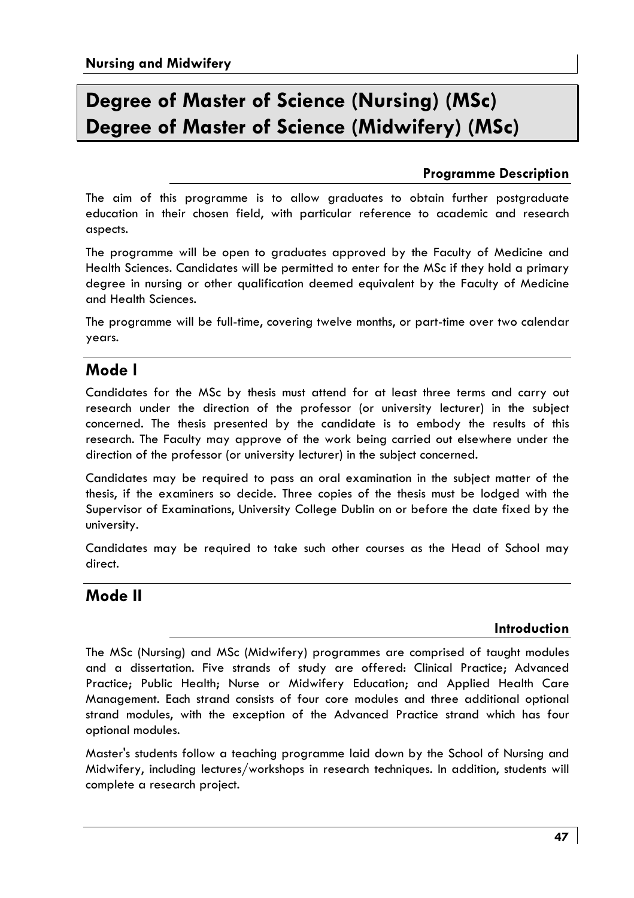# Degree of Master of Science (Nursing) (MSc)
# Degree of Master of Science (Midwifery) (MSc)

### Programme Description

The aim of this programme is to allow graduates to obtain further postgraduate education in their chosen field, with particular reference to academic and research aspects.

The programme will be open to graduates approved by the Faculty of Medicine and Health Sciences. Candidates will be permitted to enter for the MSc if they hold a primary degree in nursing or other qualification deemed equivalent by the Faculty of Medicine and Health Sciences.

The programme will be full-time, covering twelve months, or part-time over two calendar years.

## Mode I

Candidates for the MSc by thesis must attend for at least three terms and carry out research under the direction of the professor (or university lecturer) in the subject concerned. The thesis presented by the candidate is to embody the results of this research. The Faculty may approve of the work being carried out elsewhere under the direction of the professor (or university lecturer) in the subject concerned.

Candidates may be required to pass an oral examination in the subject matter of the thesis, if the examiners so decide. Three copies of the thesis must be lodged with the Supervisor of Examinations, University College Dublin on or before the date fixed by the university.

Candidates may be required to take such other courses as the Head of School may direct.

## Mode II

### Introduction

The MSc (Nursing) and MSc (Midwifery) programmes are comprised of taught modules and a dissertation. Five strands of study are offered: Clinical Practice; Advanced Practice; Public Health; Nurse or Midwifery Education; and Applied Health Care Management. Each strand consists of four core modules and three additional optional strand modules, with the exception of the Advanced Practice strand which has four optional modules.

Master's students follow a teaching programme laid down by the School of Nursing and Midwifery, including lectures/workshops in research techniques. In addition, students will complete a research project.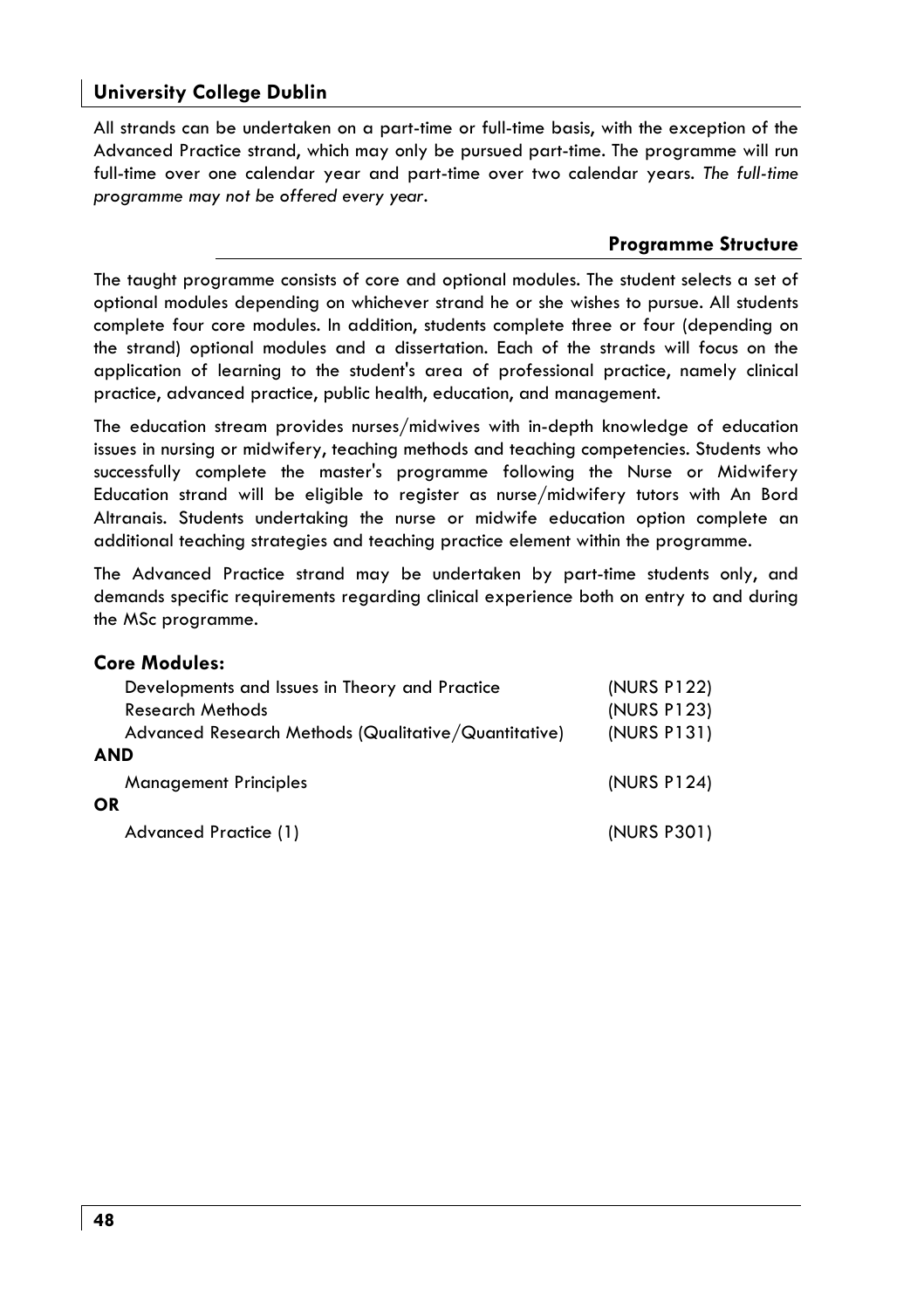## University College Dublin

All strands can be undertaken on a part-time or full-time basis, with the exception of the Advanced Practice strand, which may only be pursued part-time. The programme will run full-time over one calendar year and part-time over two calendar years. *The full-time programme may not be offered every year*.

### Programme Structure

The taught programme consists of core and optional modules. The student selects a set of optional modules depending on whichever strand he or she wishes to pursue. All students complete four core modules. In addition, students complete three or four (depending on the strand) optional modules and a dissertation. Each of the strands will focus on the application of learning to the student's area of professional practice, namely clinical practice, advanced practice, public health, education, and management.

The education stream provides nurses/midwives with in-depth knowledge of education issues in nursing or midwifery, teaching methods and teaching competencies. Students who successfully complete the master's programme following the Nurse or Midwifery Education strand will be eligible to register as nurse/midwifery tutors with An Bord Altranais. Students undertaking the nurse or midwife education option complete an additional teaching strategies and teaching practice element within the programme.

The Advanced Practice strand may be undertaken by part-time students only, and demands specific requirements regarding clinical experience both on entry to and during the MSc programme.

**Core Modules:**

| | |
|---|---|
| Developments and Issues in Theory and Practice | (NURS P122) |
| Research Methods | (NURS P123) |
| Advanced Research Methods (Qualitative/Quantitative) | (NURS P131) |
| **AND** | |
| Management Principles | (NURS P124) |
| **OR** | |
| Advanced Practice (1) | (NURS P301) |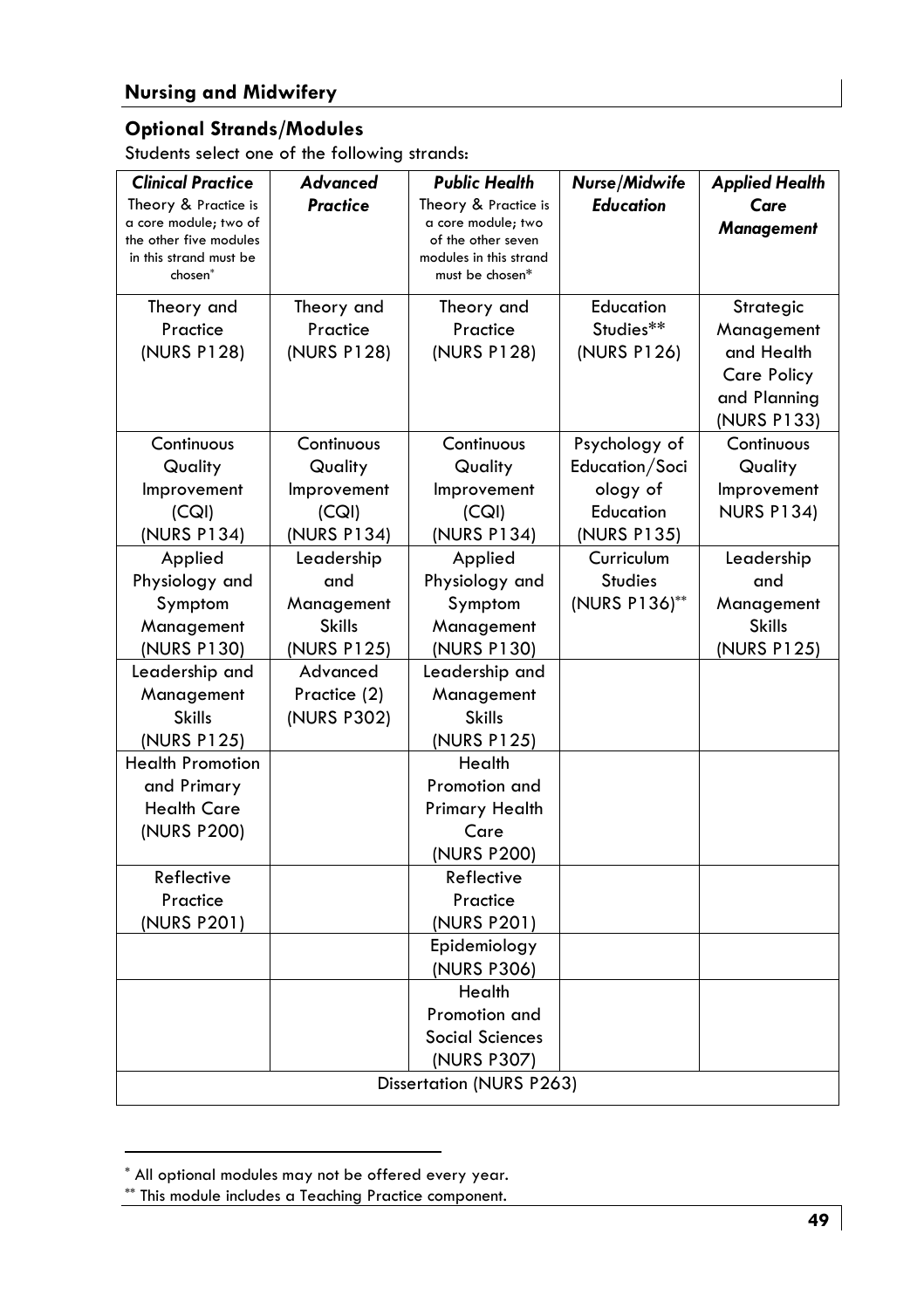## Nursing and Midwifery

### Optional Strands/Modules

Students select one of the following strands:

| ***Clinical Practice*** Theory & Practice is a core module; two of the other five modules in this strand must be chosen[*] | ***Advanced Practice*** | ***Public Health*** Theory & Practice is a core module; two of the other seven modules in this strand must be chosen* | ***Nurse/Midwife Education*** | ***Applied Health Care Management*** |
|---|---|---|---|---|
| Theory and Practice (NURS P128) | Theory and Practice (NURS P128) | Theory and Practice (NURS P128) | Education Studies** (NURS P126) | Strategic Management and Health Care Policy and Planning (NURS P133) |
| Continuous Quality Improvement (CQI) (NURS P134) | Continuous Quality Improvement (CQI) (NURS P134) | Continuous Quality Improvement (CQI) (NURS P134) | Psychology of Education/Sociology of Education (NURS P135) | Continuous Quality Improvement NURS P134) |
| Applied Physiology and Symptom Management (NURS P130) | Leadership and Management Skills (NURS P125) | Applied Physiology and Symptom Management (NURS P130) | Curriculum Studies (NURS P136)[**] | Leadership and Management Skills (NURS P125) |
| Leadership and Management Skills (NURS P125) | Advanced Practice (2) (NURS P302) | Leadership and Management Skills (NURS P125) | | |
| Health Promotion and Primary Health Care (NURS P200) | | Health Promotion and Primary Health Care (NURS P200) | | |
| Reflective Practice (NURS P201) | | Reflective Practice (NURS P201) | | |
| | | Epidemiology (NURS P306) | | |
| | | Health Promotion and Social Sciences (NURS P307) | | |
| Dissertation (NURS P263) | | | | |

[*] All optional modules may not be offered every year.

[**] This module includes a Teaching Practice component.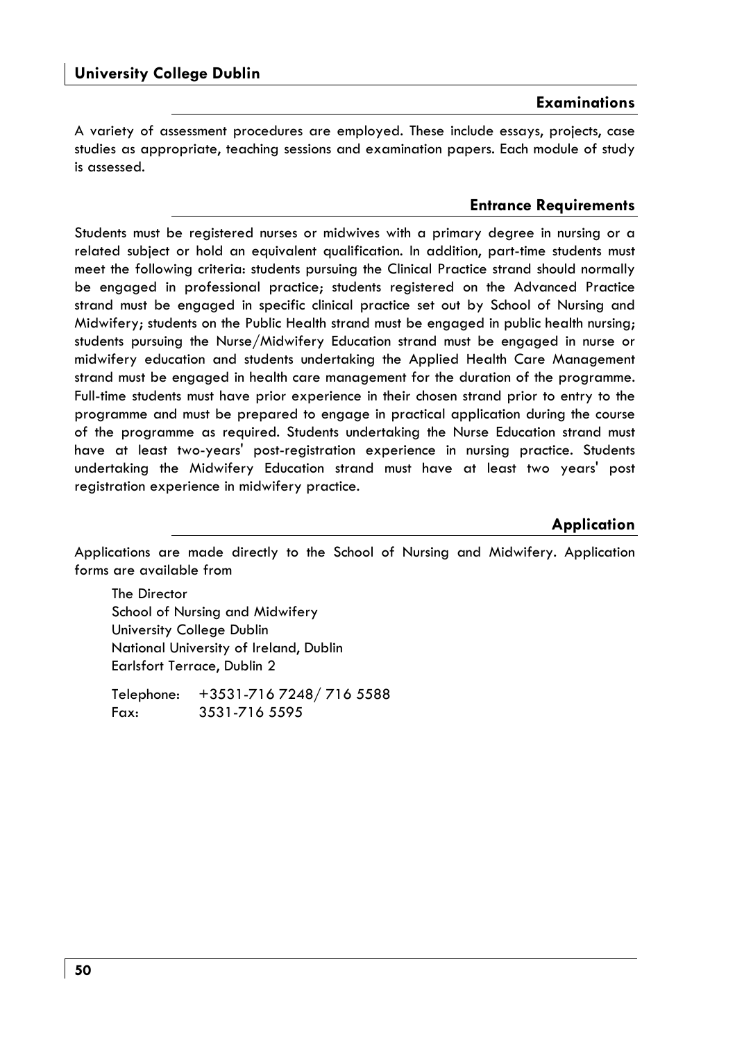## Examinations

A variety of assessment procedures are employed. These include essays, projects, case studies as appropriate, teaching sessions and examination papers. Each module of study is assessed.

## Entrance Requirements

Students must be registered nurses or midwives with a primary degree in nursing or a related subject or hold an equivalent qualification. In addition, part-time students must meet the following criteria: students pursuing the Clinical Practice strand should normally be engaged in professional practice; students registered on the Advanced Practice strand must be engaged in specific clinical practice set out by School of Nursing and Midwifery; students on the Public Health strand must be engaged in public health nursing; students pursuing the Nurse/Midwifery Education strand must be engaged in nurse or midwifery education and students undertaking the Applied Health Care Management strand must be engaged in health care management for the duration of the programme. Full-time students must have prior experience in their chosen strand prior to entry to the programme and must be prepared to engage in practical application during the course of the programme as required. Students undertaking the Nurse Education strand must have at least two-years' post-registration experience in nursing practice. Students undertaking the Midwifery Education strand must have at least two years' post registration experience in midwifery practice.

## Application

Applications are made directly to the School of Nursing and Midwifery. Application forms are available from

The Director
School of Nursing and Midwifery
University College Dublin
National University of Ireland, Dublin
Earlsfort Terrace, Dublin 2

Telephone: +3531-716 7248/ 716 5588
Fax: 3531-716 5595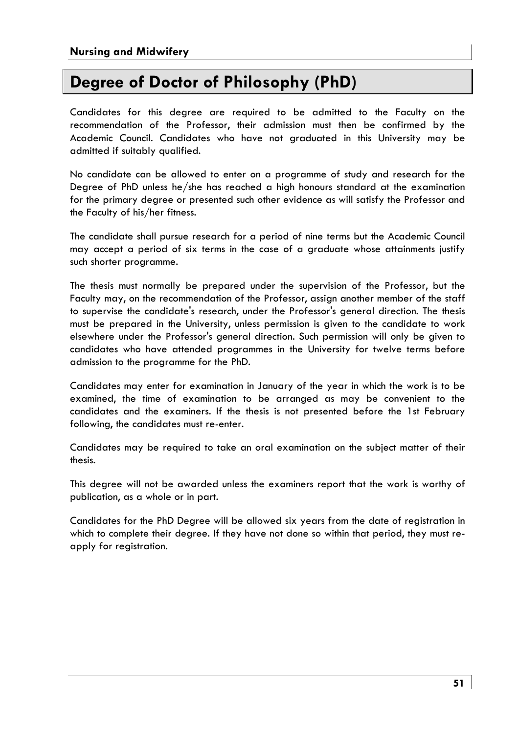# Degree of Doctor of Philosophy (PhD)

Candidates for this degree are required to be admitted to the Faculty on the recommendation of the Professor, their admission must then be confirmed by the Academic Council. Candidates who have not graduated in this University may be admitted if suitably qualified.

No candidate can be allowed to enter on a programme of study and research for the Degree of PhD unless he/she has reached a high honours standard at the examination for the primary degree or presented such other evidence as will satisfy the Professor and the Faculty of his/her fitness.

The candidate shall pursue research for a period of nine terms but the Academic Council may accept a period of six terms in the case of a graduate whose attainments justify such shorter programme.

The thesis must normally be prepared under the supervision of the Professor, but the Faculty may, on the recommendation of the Professor, assign another member of the staff to supervise the candidate's research, under the Professor's general direction. The thesis must be prepared in the University, unless permission is given to the candidate to work elsewhere under the Professor's general direction. Such permission will only be given to candidates who have attended programmes in the University for twelve terms before admission to the programme for the PhD.

Candidates may enter for examination in January of the year in which the work is to be examined, the time of examination to be arranged as may be convenient to the candidates and the examiners. If the thesis is not presented before the 1st February following, the candidates must re-enter.

Candidates may be required to take an oral examination on the subject matter of their thesis.

This degree will not be awarded unless the examiners report that the work is worthy of publication, as a whole or in part.

Candidates for the PhD Degree will be allowed six years from the date of registration in which to complete their degree. If they have not done so within that period, they must re-apply for registration.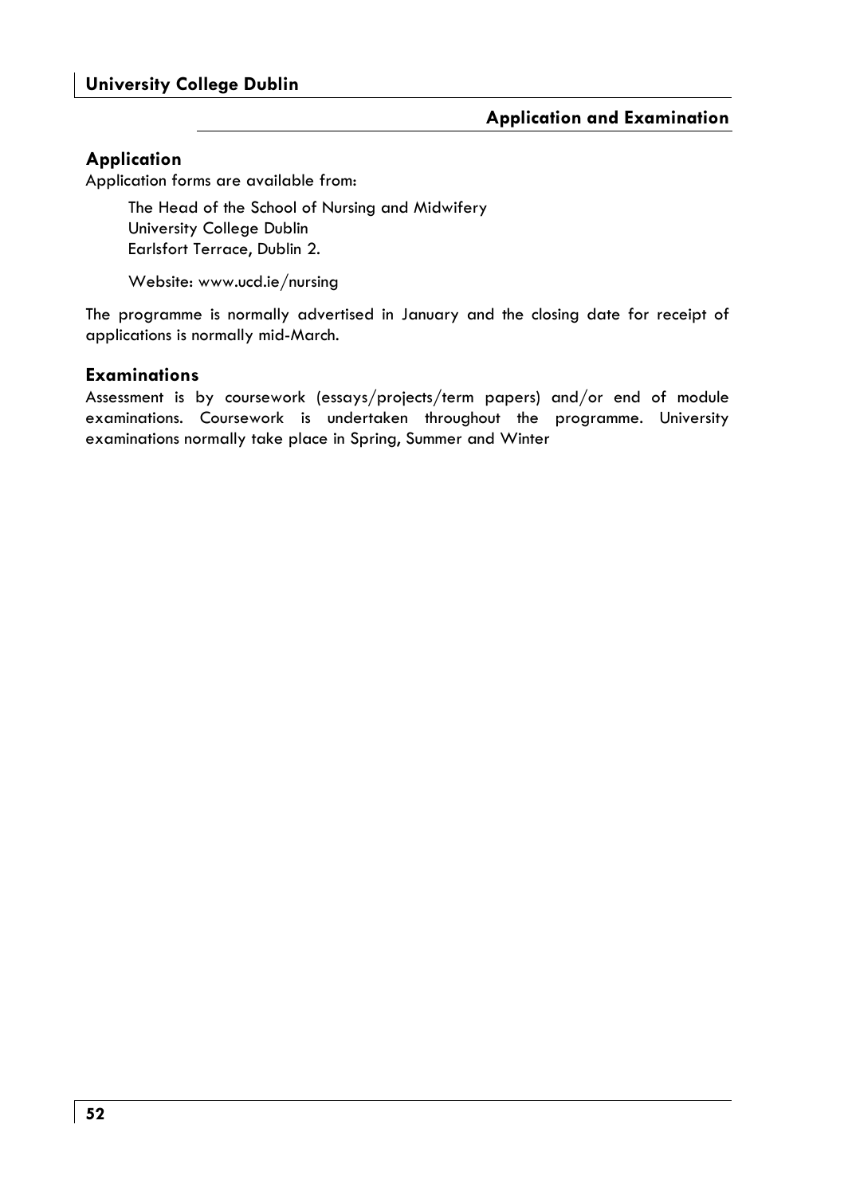## Application

Application forms are available from:

The Head of the School of Nursing and Midwifery
University College Dublin
Earlsfort Terrace, Dublin 2.

Website: www.ucd.ie/nursing

The programme is normally advertised in January and the closing date for receipt of applications is normally mid-March.

## Examinations

Assessment is by coursework (essays/projects/term papers) and/or end of module examinations. Coursework is undertaken throughout the programme. University examinations normally take place in Spring, Summer and Winter